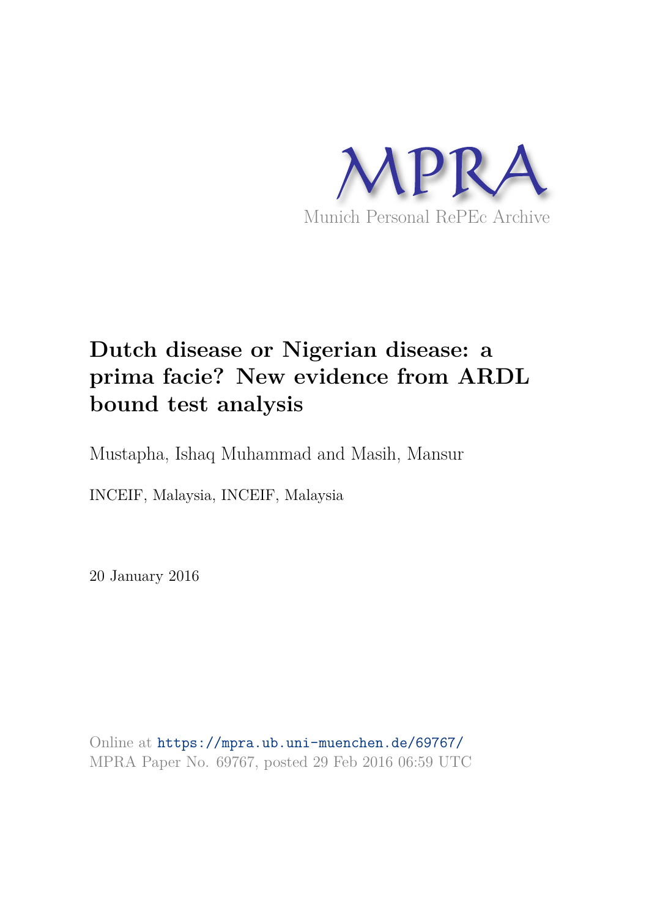MPRA

Munich Personal RePEc Archive

# Dutch disease or Nigerian disease: a prima facie? New evidence from ARDL bound test analysis

Mustapha, Ishaq Muhammad and Masih, Mansur

INCEIF, Malaysia, INCEIF, Malaysia

20 January 2016

Online at https://mpra.ub.uni-muenchen.de/69767/
MPRA Paper No. 69767, posted 29 Feb 2016 06:59 UTC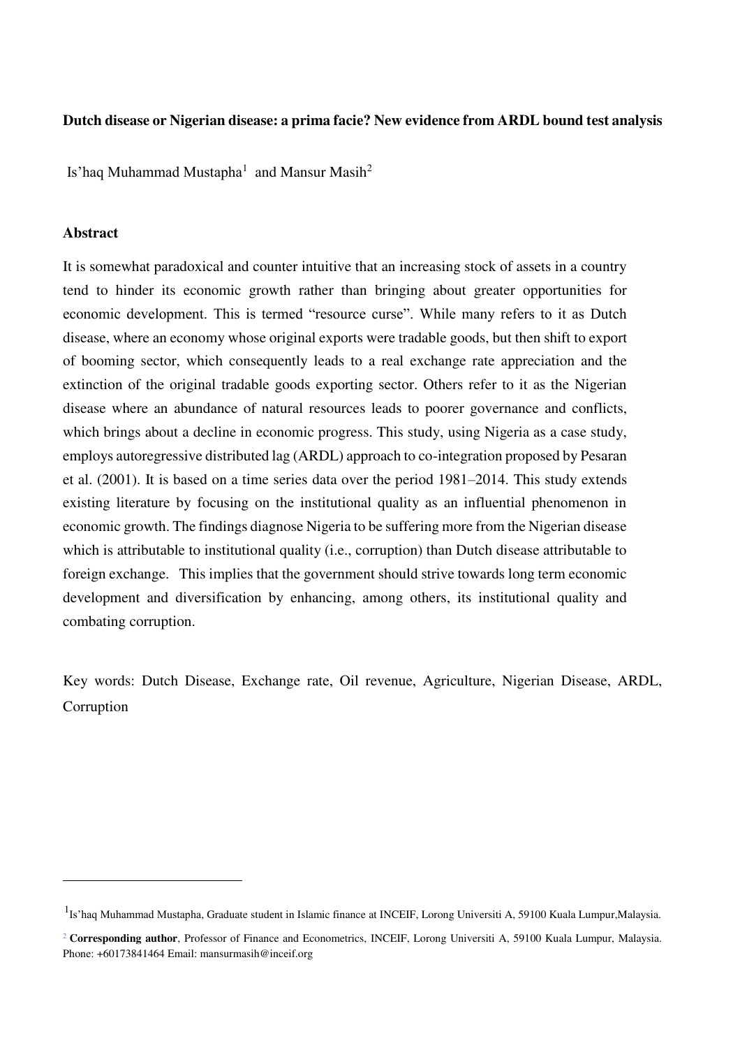**Dutch disease or Nigerian disease: a prima facie? New evidence from ARDL bound test analysis**

Is'haq Muhammad Mustapha[1] and Mansur Masih[2]

## Abstract

It is somewhat paradoxical and counter intuitive that an increasing stock of assets in a country tend to hinder its economic growth rather than bringing about greater opportunities for economic development. This is termed "resource curse". While many refers to it as Dutch disease, where an economy whose original exports were tradable goods, but then shift to export of booming sector, which consequently leads to a real exchange rate appreciation and the extinction of the original tradable goods exporting sector. Others refer to it as the Nigerian disease where an abundance of natural resources leads to poorer governance and conflicts, which brings about a decline in economic progress. This study, using Nigeria as a case study, employs autoregressive distributed lag (ARDL) approach to co-integration proposed by Pesaran et al. (2001). It is based on a time series data over the period 1981–2014. This study extends existing literature by focusing on the institutional quality as an influential phenomenon in economic growth. The findings diagnose Nigeria to be suffering more from the Nigerian disease which is attributable to institutional quality (i.e., corruption) than Dutch disease attributable to foreign exchange. This implies that the government should strive towards long term economic development and diversification by enhancing, among others, its institutional quality and combating corruption.

Key words: Dutch Disease, Exchange rate, Oil revenue, Agriculture, Nigerian Disease, ARDL, Corruption

---

[1] Is'haq Muhammad Mustapha, Graduate student in Islamic finance at INCEIF, Lorong Universiti A, 59100 Kuala Lumpur, Malaysia.

[2] **Corresponding author**, Professor of Finance and Econometrics, INCEIF, Lorong Universiti A, 59100 Kuala Lumpur, Malaysia. Phone: +60173841464 Email: mansurmasih@inceif.org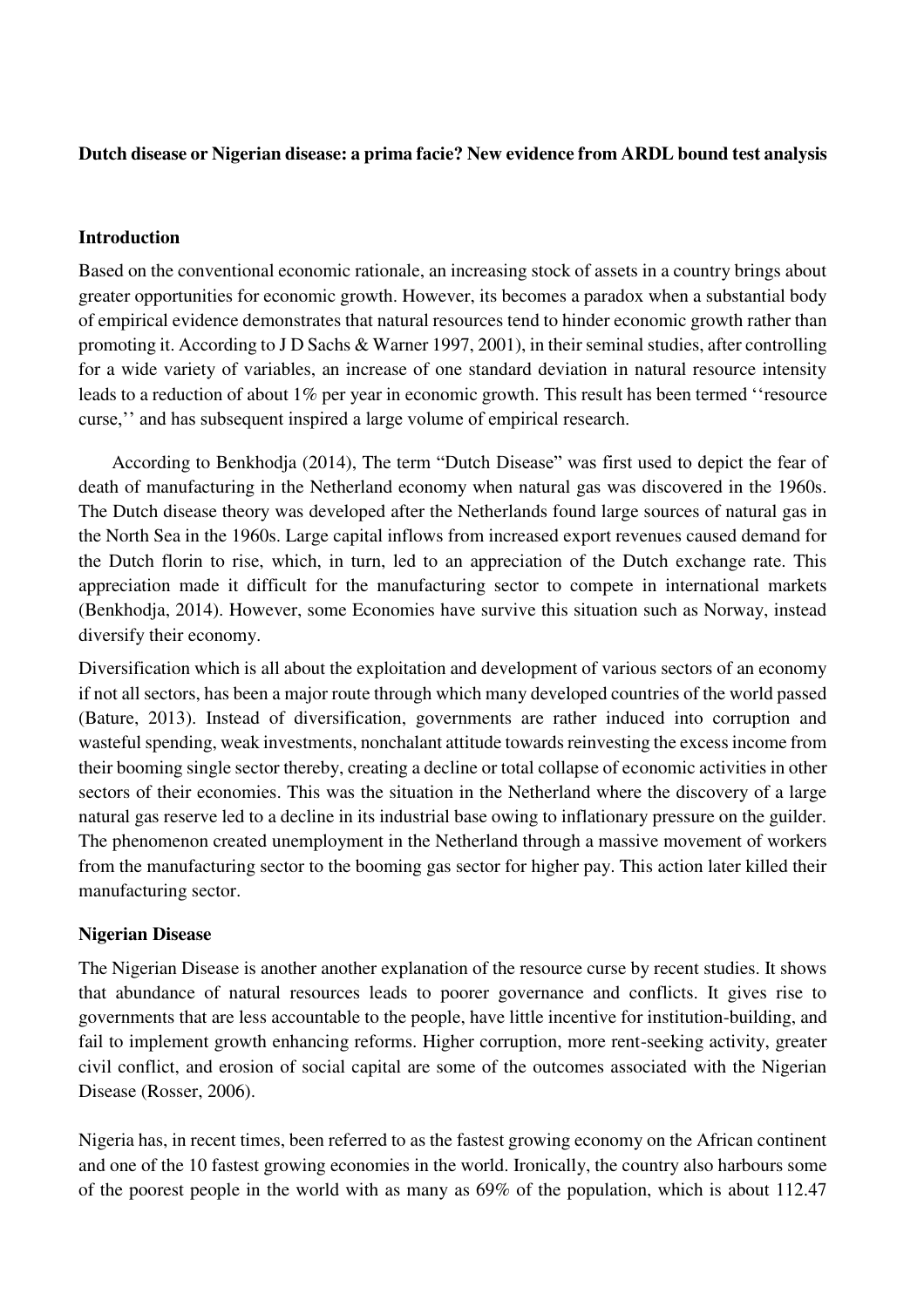**Dutch disease or Nigerian disease: a prima facie? New evidence from ARDL bound test analysis**

## Introduction

Based on the conventional economic rationale, an increasing stock of assets in a country brings about greater opportunities for economic growth. However, its becomes a paradox when a substantial body of empirical evidence demonstrates that natural resources tend to hinder economic growth rather than promoting it. According to J D Sachs & Warner 1997, 2001), in their seminal studies, after controlling for a wide variety of variables, an increase of one standard deviation in natural resource intensity leads to a reduction of about 1% per year in economic growth. This result has been termed ''resource curse,'' and has subsequent inspired a large volume of empirical research.

According to Benkhodja (2014), The term "Dutch Disease" was first used to depict the fear of death of manufacturing in the Netherland economy when natural gas was discovered in the 1960s. The Dutch disease theory was developed after the Netherlands found large sources of natural gas in the North Sea in the 1960s. Large capital inflows from increased export revenues caused demand for the Dutch florin to rise, which, in turn, led to an appreciation of the Dutch exchange rate. This appreciation made it difficult for the manufacturing sector to compete in international markets (Benkhodja, 2014). However, some Economies have survive this situation such as Norway, instead diversify their economy.

Diversification which is all about the exploitation and development of various sectors of an economy if not all sectors, has been a major route through which many developed countries of the world passed (Bature, 2013). Instead of diversification, governments are rather induced into corruption and wasteful spending, weak investments, nonchalant attitude towards reinvesting the excess income from their booming single sector thereby, creating a decline or total collapse of economic activities in other sectors of their economies. This was the situation in the Netherland where the discovery of a large natural gas reserve led to a decline in its industrial base owing to inflationary pressure on the guilder. The phenomenon created unemployment in the Netherland through a massive movement of workers from the manufacturing sector to the booming gas sector for higher pay. This action later killed their manufacturing sector.

## Nigerian Disease

The Nigerian Disease is another another explanation of the resource curse by recent studies. It shows that abundance of natural resources leads to poorer governance and conflicts. It gives rise to governments that are less accountable to the people, have little incentive for institution-building, and fail to implement growth enhancing reforms. Higher corruption, more rent-seeking activity, greater civil conflict, and erosion of social capital are some of the outcomes associated with the Nigerian Disease (Rosser, 2006).

Nigeria has, in recent times, been referred to as the fastest growing economy on the African continent and one of the 10 fastest growing economies in the world. Ironically, the country also harbours some of the poorest people in the world with as many as 69% of the population, which is about 112.47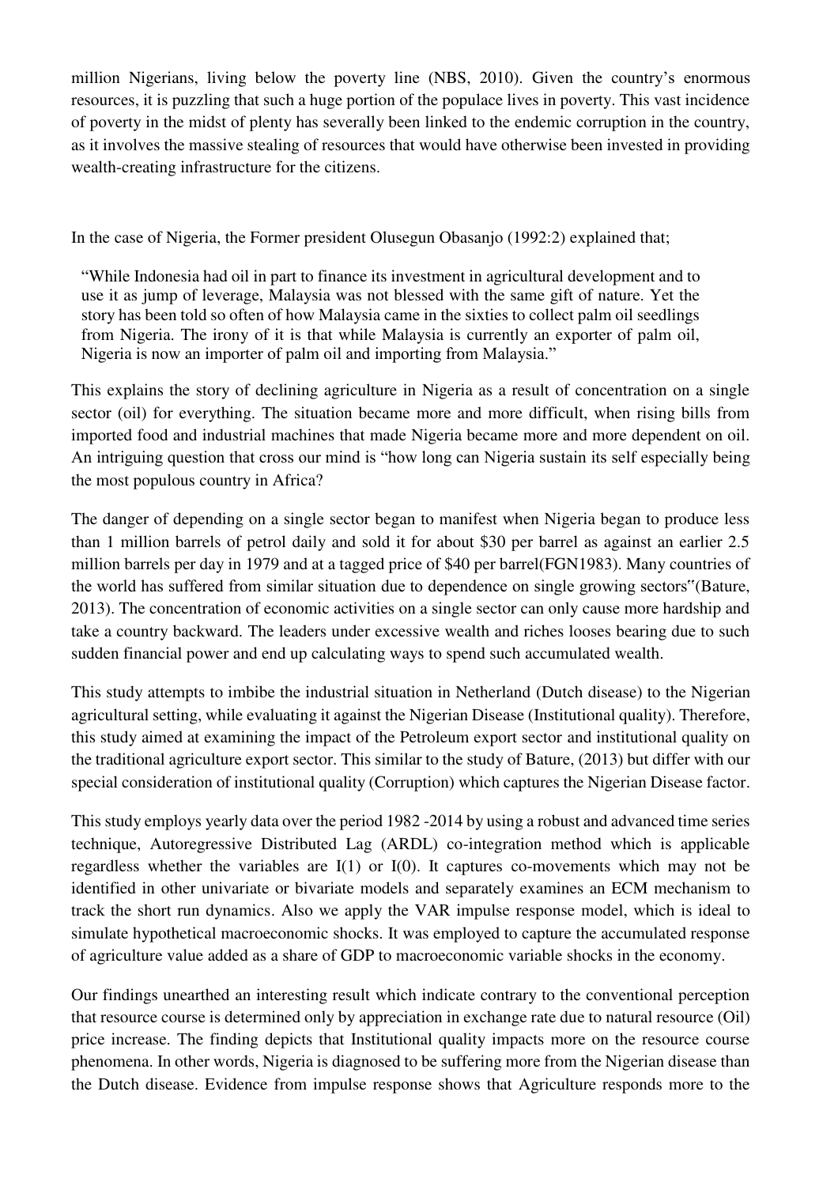million Nigerians, living below the poverty line (NBS, 2010). Given the country's enormous resources, it is puzzling that such a huge portion of the populace lives in poverty. This vast incidence of poverty in the midst of plenty has severally been linked to the endemic corruption in the country, as it involves the massive stealing of resources that would have otherwise been invested in providing wealth-creating infrastructure for the citizens.

In the case of Nigeria, the Former president Olusegun Obasanjo (1992:2) explained that;

> "While Indonesia had oil in part to finance its investment in agricultural development and to use it as jump of leverage, Malaysia was not blessed with the same gift of nature. Yet the story has been told so often of how Malaysia came in the sixties to collect palm oil seedlings from Nigeria. The irony of it is that while Malaysia is currently an exporter of palm oil, Nigeria is now an importer of palm oil and importing from Malaysia."

This explains the story of declining agriculture in Nigeria as a result of concentration on a single sector (oil) for everything. The situation became more and more difficult, when rising bills from imported food and industrial machines that made Nigeria became more and more dependent on oil. An intriguing question that cross our mind is "how long can Nigeria sustain its self especially being the most populous country in Africa?

The danger of depending on a single sector began to manifest when Nigeria began to produce less than 1 million barrels of petrol daily and sold it for about \$30 per barrel as against an earlier 2.5 million barrels per day in 1979 and at a tagged price of \$40 per barrel(FGN1983). Many countries of the world has suffered from similar situation due to dependence on single growing sectors"(Bature, 2013). The concentration of economic activities on a single sector can only cause more hardship and take a country backward. The leaders under excessive wealth and riches looses bearing due to such sudden financial power and end up calculating ways to spend such accumulated wealth.

This study attempts to imbibe the industrial situation in Netherland (Dutch disease) to the Nigerian agricultural setting, while evaluating it against the Nigerian Disease (Institutional quality). Therefore, this study aimed at examining the impact of the Petroleum export sector and institutional quality on the traditional agriculture export sector. This similar to the study of Bature, (2013) but differ with our special consideration of institutional quality (Corruption) which captures the Nigerian Disease factor.

This study employs yearly data over the period 1982 -2014 by using a robust and advanced time series technique, Autoregressive Distributed Lag (ARDL) co-integration method which is applicable regardless whether the variables are I(1) or I(0). It captures co-movements which may not be identified in other univariate or bivariate models and separately examines an ECM mechanism to track the short run dynamics. Also we apply the VAR impulse response model, which is ideal to simulate hypothetical macroeconomic shocks. It was employed to capture the accumulated response of agriculture value added as a share of GDP to macroeconomic variable shocks in the economy.

Our findings unearthed an interesting result which indicate contrary to the conventional perception that resource course is determined only by appreciation in exchange rate due to natural resource (Oil) price increase. The finding depicts that Institutional quality impacts more on the resource course phenomena. In other words, Nigeria is diagnosed to be suffering more from the Nigerian disease than the Dutch disease. Evidence from impulse response shows that Agriculture responds more to the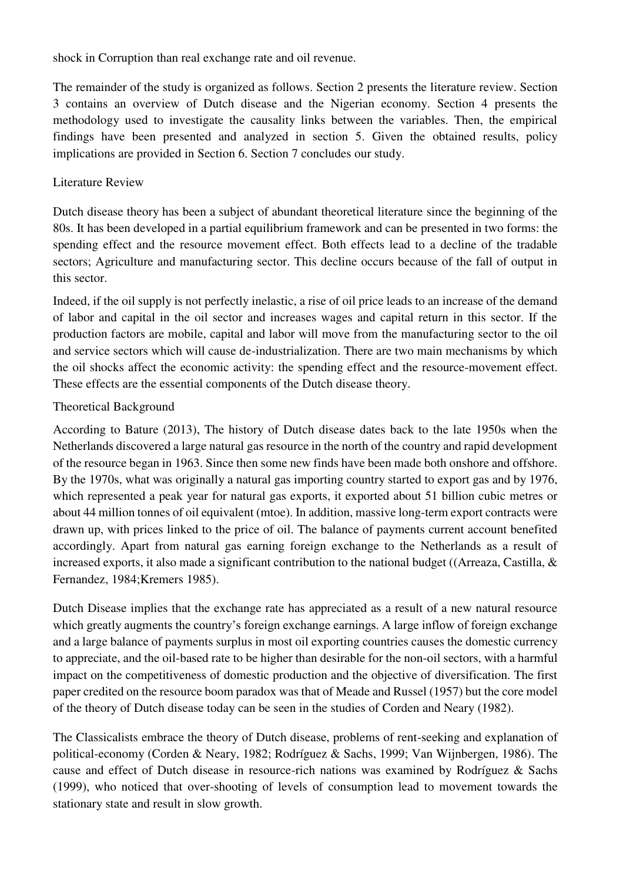shock in Corruption than real exchange rate and oil revenue.

The remainder of the study is organized as follows. Section 2 presents the literature review. Section 3 contains an overview of Dutch disease and the Nigerian economy. Section 4 presents the methodology used to investigate the causality links between the variables. Then, the empirical findings have been presented and analyzed in section 5. Given the obtained results, policy implications are provided in Section 6. Section 7 concludes our study.

## Literature Review

Dutch disease theory has been a subject of abundant theoretical literature since the beginning of the 80s. It has been developed in a partial equilibrium framework and can be presented in two forms: the spending effect and the resource movement effect. Both effects lead to a decline of the tradable sectors; Agriculture and manufacturing sector. This decline occurs because of the fall of output in this sector.

Indeed, if the oil supply is not perfectly inelastic, a rise of oil price leads to an increase of the demand of labor and capital in the oil sector and increases wages and capital return in this sector. If the production factors are mobile, capital and labor will move from the manufacturing sector to the oil and service sectors which will cause de-industrialization. There are two main mechanisms by which the oil shocks affect the economic activity: the spending effect and the resource-movement effect. These effects are the essential components of the Dutch disease theory.

### Theoretical Background

According to Bature (2013), The history of Dutch disease dates back to the late 1950s when the Netherlands discovered a large natural gas resource in the north of the country and rapid development of the resource began in 1963. Since then some new finds have been made both onshore and offshore. By the 1970s, what was originally a natural gas importing country started to export gas and by 1976, which represented a peak year for natural gas exports, it exported about 51 billion cubic metres or about 44 million tonnes of oil equivalent (mtoe). In addition, massive long-term export contracts were drawn up, with prices linked to the price of oil. The balance of payments current account benefited accordingly. Apart from natural gas earning foreign exchange to the Netherlands as a result of increased exports, it also made a significant contribution to the national budget ((Arreaza, Castilla, & Fernandez, 1984;Kremers 1985).

Dutch Disease implies that the exchange rate has appreciated as a result of a new natural resource which greatly augments the country's foreign exchange earnings. A large inflow of foreign exchange and a large balance of payments surplus in most oil exporting countries causes the domestic currency to appreciate, and the oil-based rate to be higher than desirable for the non-oil sectors, with a harmful impact on the competitiveness of domestic production and the objective of diversification. The first paper credited on the resource boom paradox was that of Meade and Russel (1957) but the core model of the theory of Dutch disease today can be seen in the studies of Corden and Neary (1982).

The Classicalists embrace the theory of Dutch disease, problems of rent-seeking and explanation of political-economy (Corden & Neary, 1982; Rodríguez & Sachs, 1999; Van Wijnbergen, 1986). The cause and effect of Dutch disease in resource-rich nations was examined by Rodríguez & Sachs (1999), who noticed that over-shooting of levels of consumption lead to movement towards the stationary state and result in slow growth.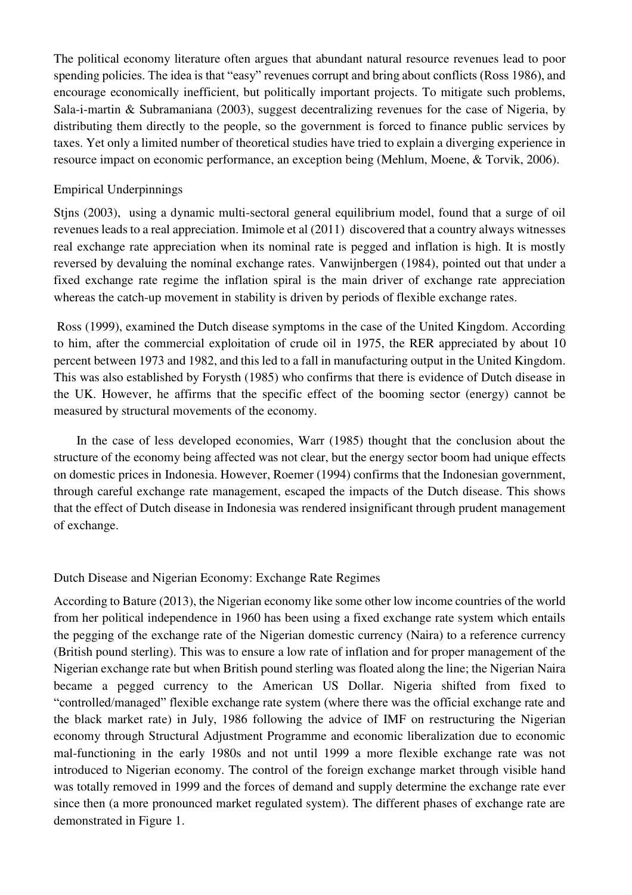The political economy literature often argues that abundant natural resource revenues lead to poor spending policies. The idea is that "easy" revenues corrupt and bring about conflicts (Ross 1986), and encourage economically inefficient, but politically important projects. To mitigate such problems, Sala-i-martin & Subramaniana (2003), suggest decentralizing revenues for the case of Nigeria, by distributing them directly to the people, so the government is forced to finance public services by taxes. Yet only a limited number of theoretical studies have tried to explain a diverging experience in resource impact on economic performance, an exception being (Mehlum, Moene, & Torvik, 2006).

## Empirical Underpinnings

Stjns (2003), using a dynamic multi-sectoral general equilibrium model, found that a surge of oil revenues leads to a real appreciation. Imimole et al (2011) discovered that a country always witnesses real exchange rate appreciation when its nominal rate is pegged and inflation is high. It is mostly reversed by devaluing the nominal exchange rates. Vanwijnbergen (1984), pointed out that under a fixed exchange rate regime the inflation spiral is the main driver of exchange rate appreciation whereas the catch-up movement in stability is driven by periods of flexible exchange rates.

Ross (1999), examined the Dutch disease symptoms in the case of the United Kingdom. According to him, after the commercial exploitation of crude oil in 1975, the RER appreciated by about 10 percent between 1973 and 1982, and this led to a fall in manufacturing output in the United Kingdom. This was also established by Forysth (1985) who confirms that there is evidence of Dutch disease in the UK. However, he affirms that the specific effect of the booming sector (energy) cannot be measured by structural movements of the economy.

In the case of less developed economies, Warr (1985) thought that the conclusion about the structure of the economy being affected was not clear, but the energy sector boom had unique effects on domestic prices in Indonesia. However, Roemer (1994) confirms that the Indonesian government, through careful exchange rate management, escaped the impacts of the Dutch disease. This shows that the effect of Dutch disease in Indonesia was rendered insignificant through prudent management of exchange.

## Dutch Disease and Nigerian Economy: Exchange Rate Regimes

According to Bature (2013), the Nigerian economy like some other low income countries of the world from her political independence in 1960 has been using a fixed exchange rate system which entails the pegging of the exchange rate of the Nigerian domestic currency (Naira) to a reference currency (British pound sterling). This was to ensure a low rate of inflation and for proper management of the Nigerian exchange rate but when British pound sterling was floated along the line; the Nigerian Naira became a pegged currency to the American US Dollar. Nigeria shifted from fixed to "controlled/managed" flexible exchange rate system (where there was the official exchange rate and the black market rate) in July, 1986 following the advice of IMF on restructuring the Nigerian economy through Structural Adjustment Programme and economic liberalization due to economic mal-functioning in the early 1980s and not until 1999 a more flexible exchange rate was not introduced to Nigerian economy. The control of the foreign exchange market through visible hand was totally removed in 1999 and the forces of demand and supply determine the exchange rate ever since then (a more pronounced market regulated system). The different phases of exchange rate are demonstrated in Figure 1.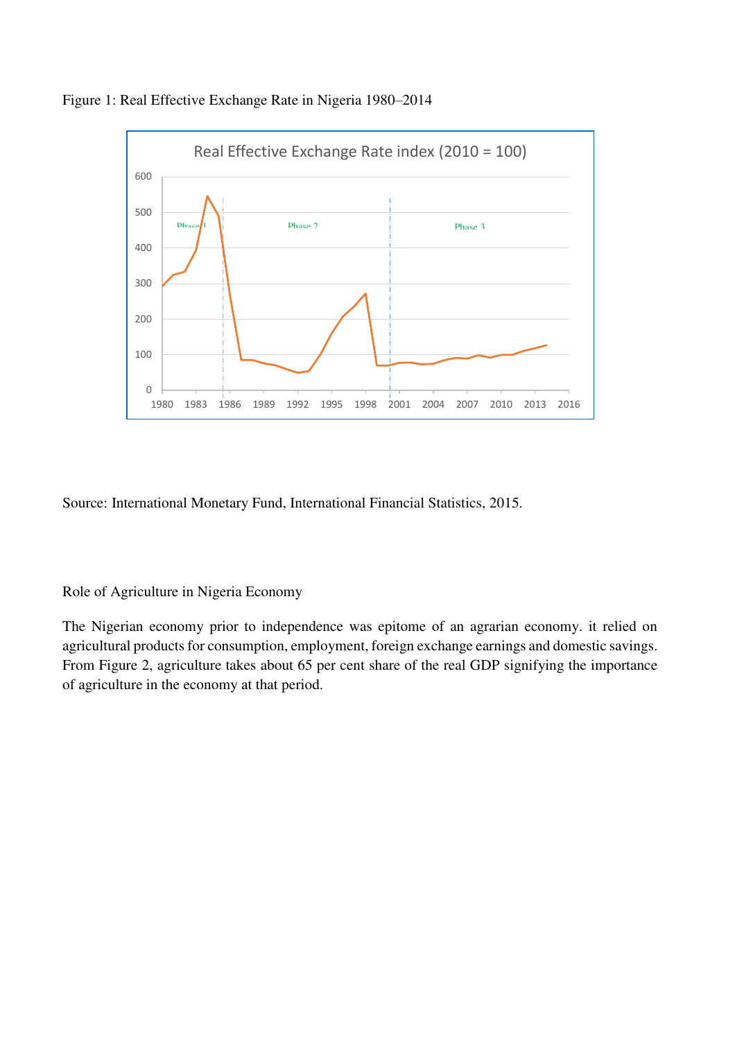Figure 1: Real Effective Exchange Rate in Nigeria 1980–2014

Source: International Monetary Fund, International Financial Statistics, 2015.

Role of Agriculture in Nigeria Economy

The Nigerian economy prior to independence was epitome of an agrarian economy. it relied on agricultural products for consumption, employment, foreign exchange earnings and domestic savings. From Figure 2, agriculture takes about 65 per cent share of the real GDP signifying the importance of agriculture in the economy at that period.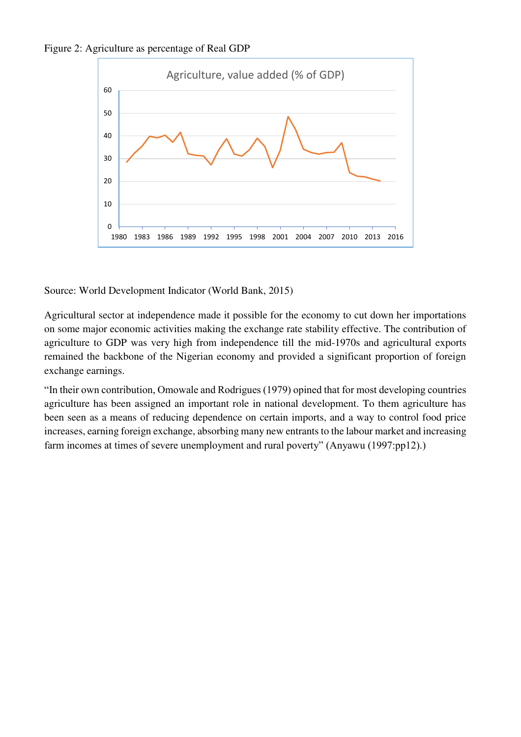Figure 2: Agriculture as percentage of Real GDP

Source: World Development Indicator (World Bank, 2015)

Agricultural sector at independence made it possible for the economy to cut down her importations on some major economic activities making the exchange rate stability effective. The contribution of agriculture to GDP was very high from independence till the mid-1970s and agricultural exports remained the backbone of the Nigerian economy and provided a significant proportion of foreign exchange earnings.

"In their own contribution, Omowale and Rodrigues (1979) opined that for most developing countries agriculture has been assigned an important role in national development. To them agriculture has been seen as a means of reducing dependence on certain imports, and a way to control food price increases, earning foreign exchange, absorbing many new entrants to the labour market and increasing farm incomes at times of severe unemployment and rural poverty" (Anyawu (1997:pp12).)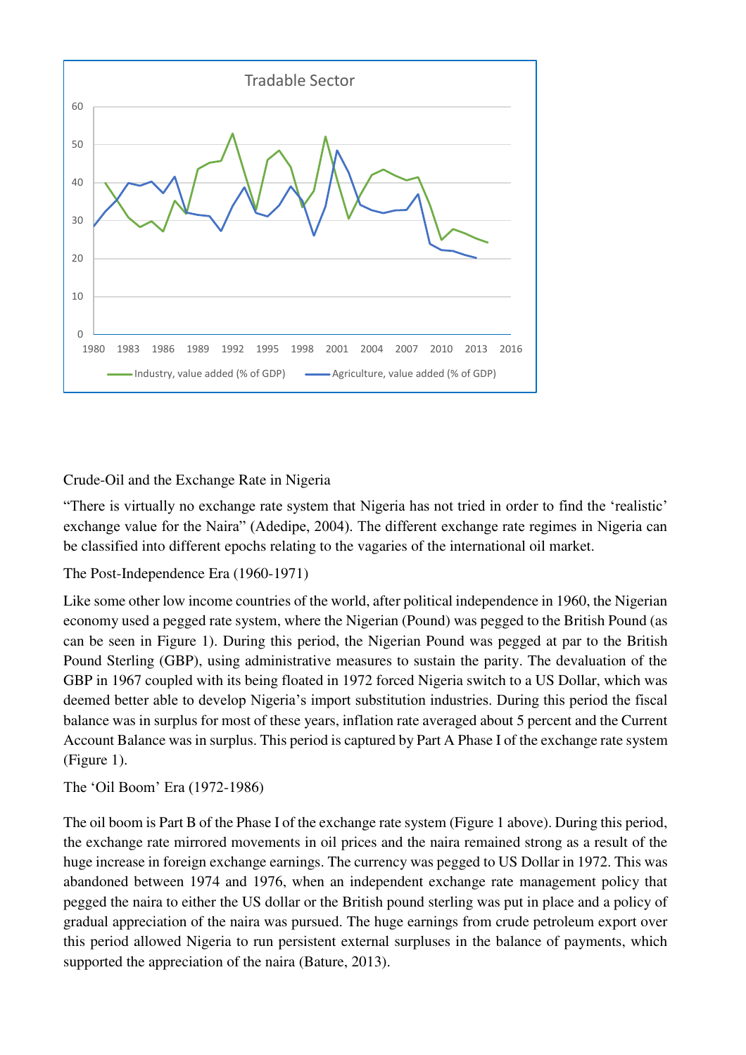Tradable Sector

Crude-Oil and the Exchange Rate in Nigeria

"There is virtually no exchange rate system that Nigeria has not tried in order to find the 'realistic' exchange value for the Naira" (Adedipe, 2004). The different exchange rate regimes in Nigeria can be classified into different epochs relating to the vagaries of the international oil market.

The Post-Independence Era (1960-1971)

Like some other low income countries of the world, after political independence in 1960, the Nigerian economy used a pegged rate system, where the Nigerian (Pound) was pegged to the British Pound (as can be seen in Figure 1). During this period, the Nigerian Pound was pegged at par to the British Pound Sterling (GBP), using administrative measures to sustain the parity. The devaluation of the GBP in 1967 coupled with its being floated in 1972 forced Nigeria switch to a US Dollar, which was deemed better able to develop Nigeria's import substitution industries. During this period the fiscal balance was in surplus for most of these years, inflation rate averaged about 5 percent and the Current Account Balance was in surplus. This period is captured by Part A Phase I of the exchange rate system (Figure 1).

The 'Oil Boom' Era (1972-1986)

The oil boom is Part B of the Phase I of the exchange rate system (Figure 1 above). During this period, the exchange rate mirrored movements in oil prices and the naira remained strong as a result of the huge increase in foreign exchange earnings. The currency was pegged to US Dollar in 1972. This was abandoned between 1974 and 1976, when an independent exchange rate management policy that pegged the naira to either the US dollar or the British pound sterling was put in place and a policy of gradual appreciation of the naira was pursued. The huge earnings from crude petroleum export over this period allowed Nigeria to run persistent external surpluses in the balance of payments, which supported the appreciation of the naira (Bature, 2013).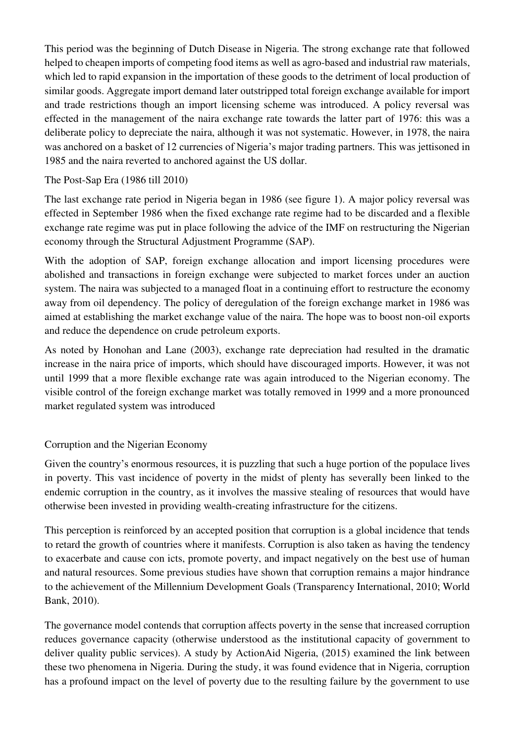This period was the beginning of Dutch Disease in Nigeria. The strong exchange rate that followed helped to cheapen imports of competing food items as well as agro-based and industrial raw materials, which led to rapid expansion in the importation of these goods to the detriment of local production of similar goods. Aggregate import demand later outstripped total foreign exchange available for import and trade restrictions though an import licensing scheme was introduced. A policy reversal was effected in the management of the naira exchange rate towards the latter part of 1976: this was a deliberate policy to depreciate the naira, although it was not systematic. However, in 1978, the naira was anchored on a basket of 12 currencies of Nigeria's major trading partners. This was jettisoned in 1985 and the naira reverted to anchored against the US dollar.

The Post-Sap Era (1986 till 2010)

The last exchange rate period in Nigeria began in 1986 (see figure 1). A major policy reversal was effected in September 1986 when the fixed exchange rate regime had to be discarded and a flexible exchange rate regime was put in place following the advice of the IMF on restructuring the Nigerian economy through the Structural Adjustment Programme (SAP).

With the adoption of SAP, foreign exchange allocation and import licensing procedures were abolished and transactions in foreign exchange were subjected to market forces under an auction system. The naira was subjected to a managed float in a continuing effort to restructure the economy away from oil dependency. The policy of deregulation of the foreign exchange market in 1986 was aimed at establishing the market exchange value of the naira. The hope was to boost non-oil exports and reduce the dependence on crude petroleum exports.

As noted by Honohan and Lane (2003), exchange rate depreciation had resulted in the dramatic increase in the naira price of imports, which should have discouraged imports. However, it was not until 1999 that a more flexible exchange rate was again introduced to the Nigerian economy. The visible control of the foreign exchange market was totally removed in 1999 and a more pronounced market regulated system was introduced

Corruption and the Nigerian Economy

Given the country's enormous resources, it is puzzling that such a huge portion of the populace lives in poverty. This vast incidence of poverty in the midst of plenty has severally been linked to the endemic corruption in the country, as it involves the massive stealing of resources that would have otherwise been invested in providing wealth-creating infrastructure for the citizens.

This perception is reinforced by an accepted position that corruption is a global incidence that tends to retard the growth of countries where it manifests. Corruption is also taken as having the tendency to exacerbate and cause con icts, promote poverty, and impact negatively on the best use of human and natural resources. Some previous studies have shown that corruption remains a major hindrance to the achievement of the Millennium Development Goals (Transparency International, 2010; World Bank, 2010).

The governance model contends that corruption affects poverty in the sense that increased corruption reduces governance capacity (otherwise understood as the institutional capacity of government to deliver quality public services). A study by ActionAid Nigeria, (2015) examined the link between these two phenomena in Nigeria. During the study, it was found evidence that in Nigeria, corruption has a profound impact on the level of poverty due to the resulting failure by the government to use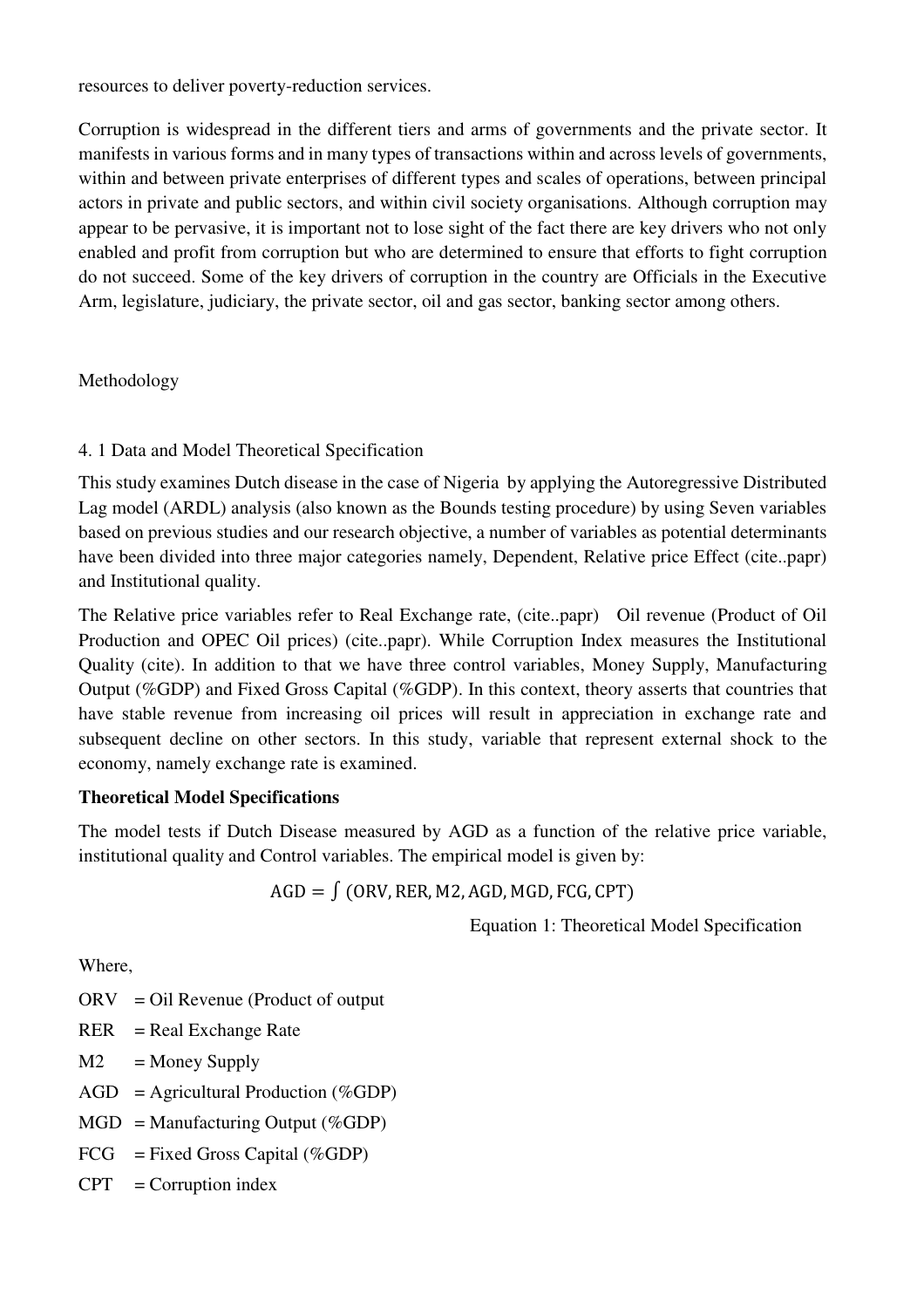resources to deliver poverty-reduction services.

Corruption is widespread in the different tiers and arms of governments and the private sector. It manifests in various forms and in many types of transactions within and across levels of governments, within and between private enterprises of different types and scales of operations, between principal actors in private and public sectors, and within civil society organisations. Although corruption may appear to be pervasive, it is important not to lose sight of the fact there are key drivers who not only enabled and profit from corruption but who are determined to ensure that efforts to fight corruption do not succeed. Some of the key drivers of corruption in the country are Officials in the Executive Arm, legislature, judiciary, the private sector, oil and gas sector, banking sector among others.

Methodology

4. 1 Data and Model Theoretical Specification

This study examines Dutch disease in the case of Nigeria by applying the Autoregressive Distributed Lag model (ARDL) analysis (also known as the Bounds testing procedure) by using Seven variables based on previous studies and our research objective, a number of variables as potential determinants have been divided into three major categories namely, Dependent, Relative price Effect (cite..papr) and Institutional quality.

The Relative price variables refer to Real Exchange rate, (cite..papr) Oil revenue (Product of Oil Production and OPEC Oil prices) (cite..papr). While Corruption Index measures the Institutional Quality (cite). In addition to that we have three control variables, Money Supply, Manufacturing Output (%GDP) and Fixed Gross Capital (%GDP). In this context, theory asserts that countries that have stable revenue from increasing oil prices will result in appreciation in exchange rate and subsequent decline on other sectors. In this study, variable that represent external shock to the economy, namely exchange rate is examined.

**Theoretical Model Specifications**

The model tests if Dutch Disease measured by AGD as a function of the relative price variable, institutional quality and Control variables. The empirical model is given by:

$$\mathrm{AGD} = \int (\mathrm{ORV}, \mathrm{RER}, \mathrm{M2}, \mathrm{AGD}, \mathrm{MGD}, \mathrm{FCG}, \mathrm{CPT})$$

Equation 1: Theoretical Model Specification

Where,

ORV = Oil Revenue (Product of output

RER = Real Exchange Rate

M2 = Money Supply

AGD = Agricultural Production (%GDP)

MGD = Manufacturing Output (%GDP)

FCG = Fixed Gross Capital (%GDP)

CPT = Corruption index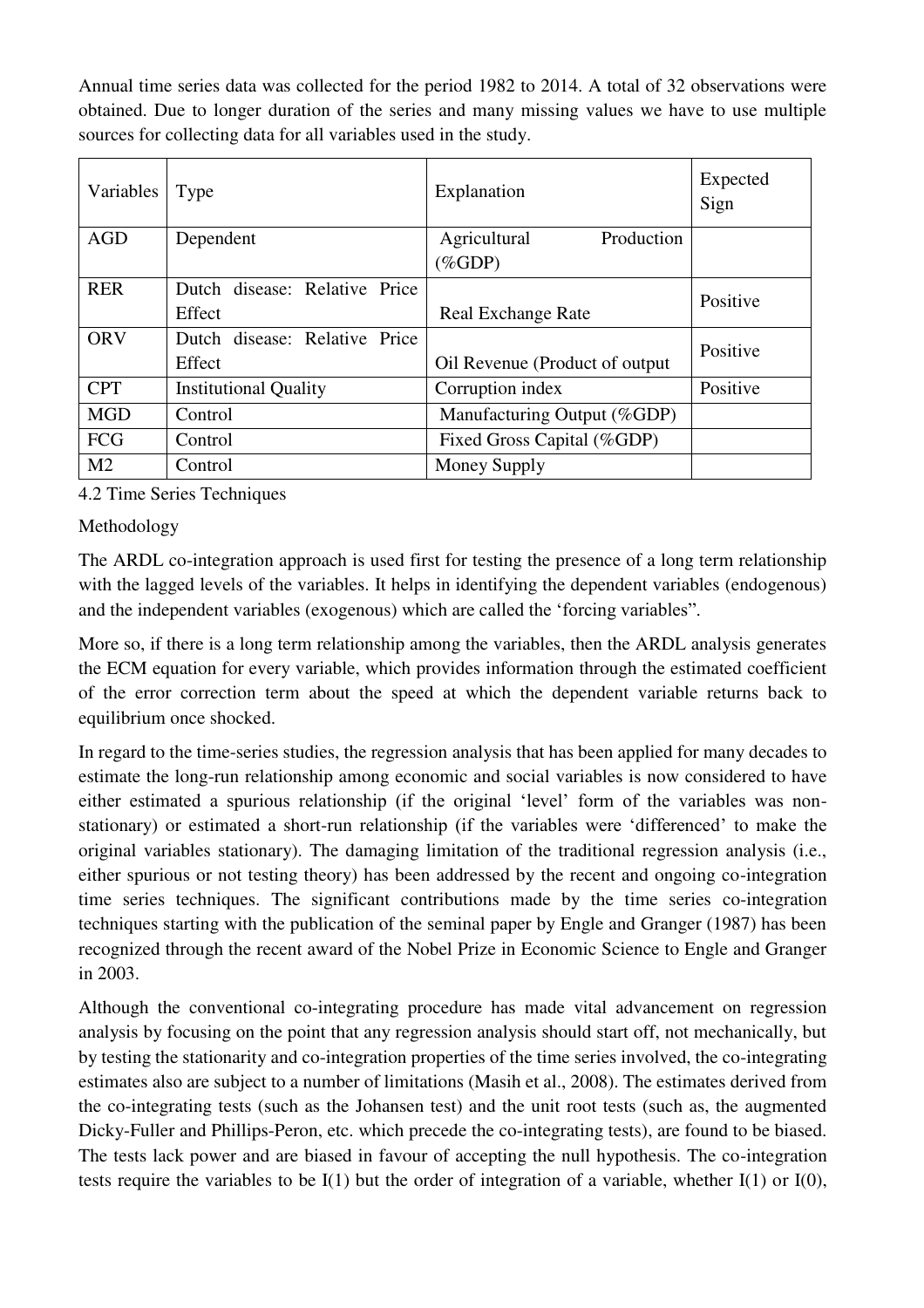Annual time series data was collected for the period 1982 to 2014. A total of 32 observations were obtained. Due to longer duration of the series and many missing values we have to use multiple sources for collecting data for all variables used in the study.

| Variables | Type | Explanation | Expected Sign |
|---|---|---|---|
| AGD | Dependent | Agricultural Production (%GDP) | |
| RER | Dutch disease: Relative Price Effect | Real Exchange Rate | Positive |
| ORV | Dutch disease: Relative Price Effect | Oil Revenue (Product of output | Positive |
| CPT | Institutional Quality | Corruption index | Positive |
| MGD | Control | Manufacturing Output (%GDP) | |
| FCG | Control | Fixed Gross Capital (%GDP) | |
| M2 | Control | Money Supply | |

4.2 Time Series Techniques

Methodology

The ARDL co-integration approach is used first for testing the presence of a long term relationship with the lagged levels of the variables. It helps in identifying the dependent variables (endogenous) and the independent variables (exogenous) which are called the 'forcing variables".

More so, if there is a long term relationship among the variables, then the ARDL analysis generates the ECM equation for every variable, which provides information through the estimated coefficient of the error correction term about the speed at which the dependent variable returns back to equilibrium once shocked.

In regard to the time-series studies, the regression analysis that has been applied for many decades to estimate the long-run relationship among economic and social variables is now considered to have either estimated a spurious relationship (if the original 'level' form of the variables was non-stationary) or estimated a short-run relationship (if the variables were 'differenced' to make the original variables stationary). The damaging limitation of the traditional regression analysis (i.e., either spurious or not testing theory) has been addressed by the recent and ongoing co-integration time series techniques. The significant contributions made by the time series co-integration techniques starting with the publication of the seminal paper by Engle and Granger (1987) has been recognized through the recent award of the Nobel Prize in Economic Science to Engle and Granger in 2003.

Although the conventional co-integrating procedure has made vital advancement on regression analysis by focusing on the point that any regression analysis should start off, not mechanically, but by testing the stationarity and co-integration properties of the time series involved, the co-integrating estimates also are subject to a number of limitations (Masih et al., 2008). The estimates derived from the co-integrating tests (such as the Johansen test) and the unit root tests (such as, the augmented Dicky-Fuller and Phillips-Peron, etc. which precede the co-integrating tests), are found to be biased. The tests lack power and are biased in favour of accepting the null hypothesis. The co-integration tests require the variables to be I(1) but the order of integration of a variable, whether I(1) or I(0),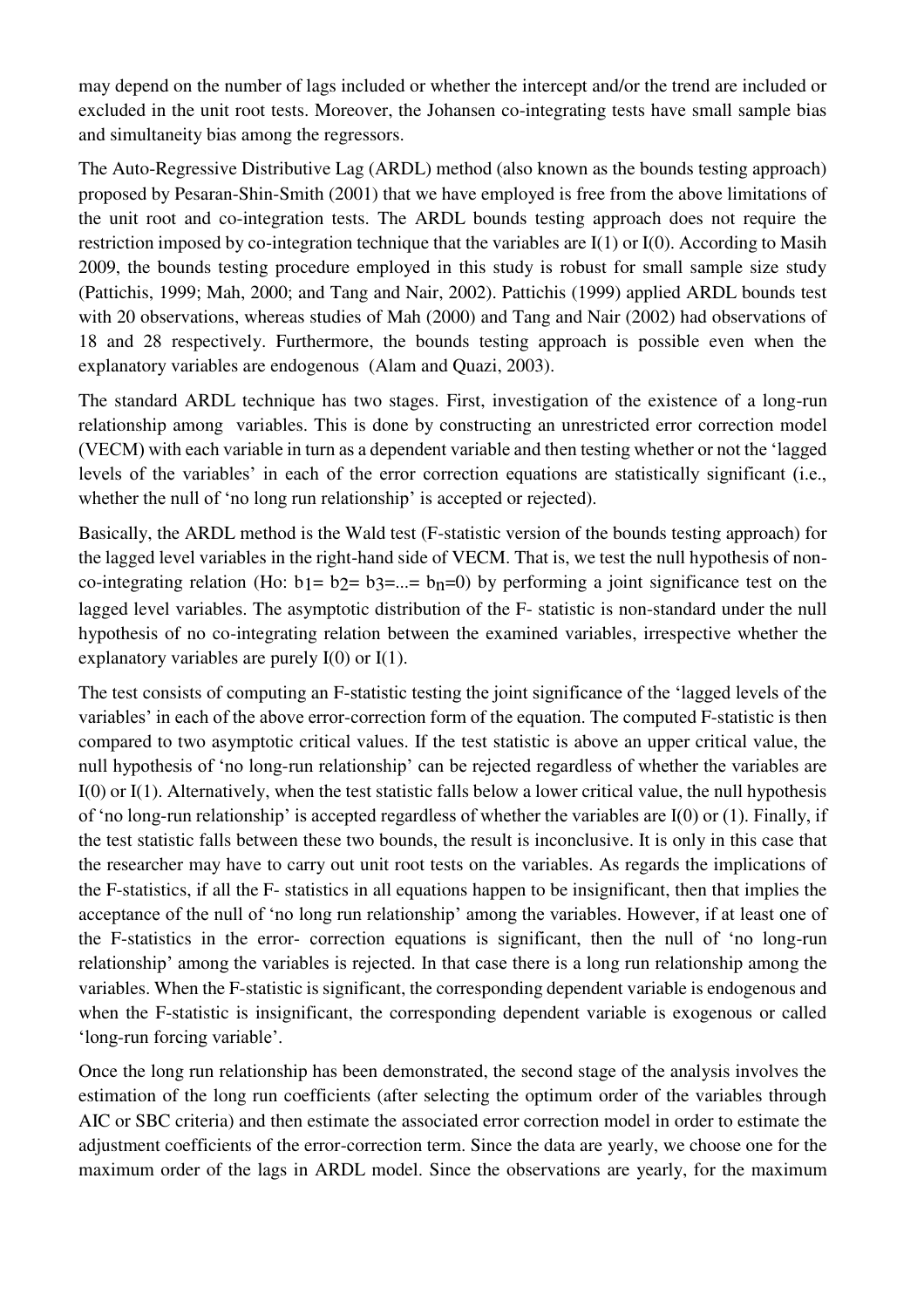may depend on the number of lags included or whether the intercept and/or the trend are included or excluded in the unit root tests. Moreover, the Johansen co-integrating tests have small sample bias and simultaneity bias among the regressors.

The Auto-Regressive Distributive Lag (ARDL) method (also known as the bounds testing approach) proposed by Pesaran-Shin-Smith (2001) that we have employed is free from the above limitations of the unit root and co-integration tests. The ARDL bounds testing approach does not require the restriction imposed by co-integration technique that the variables are I(1) or I(0). According to Masih 2009, the bounds testing procedure employed in this study is robust for small sample size study (Pattichis, 1999; Mah, 2000; and Tang and Nair, 2002). Pattichis (1999) applied ARDL bounds test with 20 observations, whereas studies of Mah (2000) and Tang and Nair (2002) had observations of 18 and 28 respectively. Furthermore, the bounds testing approach is possible even when the explanatory variables are endogenous (Alam and Quazi, 2003).

The standard ARDL technique has two stages. First, investigation of the existence of a long-run relationship among variables. This is done by constructing an unrestricted error correction model (VECM) with each variable in turn as a dependent variable and then testing whether or not the 'lagged levels of the variables' in each of the error correction equations are statistically significant (i.e., whether the null of 'no long run relationship' is accepted or rejected).

Basically, the ARDL method is the Wald test (F-statistic version of the bounds testing approach) for the lagged level variables in the right-hand side of VECM. That is, we test the null hypothesis of non-co-integrating relation (Ho: $b_1 = b_2 = b_3 = ... = b_n = 0$) by performing a joint significance test on the lagged level variables. The asymptotic distribution of the F- statistic is non-standard under the null hypothesis of no co-integrating relation between the examined variables, irrespective whether the explanatory variables are purely I(0) or I(1).

The test consists of computing an F-statistic testing the joint significance of the 'lagged levels of the variables' in each of the above error-correction form of the equation. The computed F-statistic is then compared to two asymptotic critical values. If the test statistic is above an upper critical value, the null hypothesis of 'no long-run relationship' can be rejected regardless of whether the variables are I(0) or I(1). Alternatively, when the test statistic falls below a lower critical value, the null hypothesis of 'no long-run relationship' is accepted regardless of whether the variables are I(0) or (1). Finally, if the test statistic falls between these two bounds, the result is inconclusive. It is only in this case that the researcher may have to carry out unit root tests on the variables. As regards the implications of the F-statistics, if all the F- statistics in all equations happen to be insignificant, then that implies the acceptance of the null of 'no long run relationship' among the variables. However, if at least one of the F-statistics in the error- correction equations is significant, then the null of 'no long-run relationship' among the variables is rejected. In that case there is a long run relationship among the variables. When the F-statistic is significant, the corresponding dependent variable is endogenous and when the F-statistic is insignificant, the corresponding dependent variable is exogenous or called 'long-run forcing variable'.

Once the long run relationship has been demonstrated, the second stage of the analysis involves the estimation of the long run coefficients (after selecting the optimum order of the variables through AIC or SBC criteria) and then estimate the associated error correction model in order to estimate the adjustment coefficients of the error-correction term. Since the data are yearly, we choose one for the maximum order of the lags in ARDL model. Since the observations are yearly, for the maximum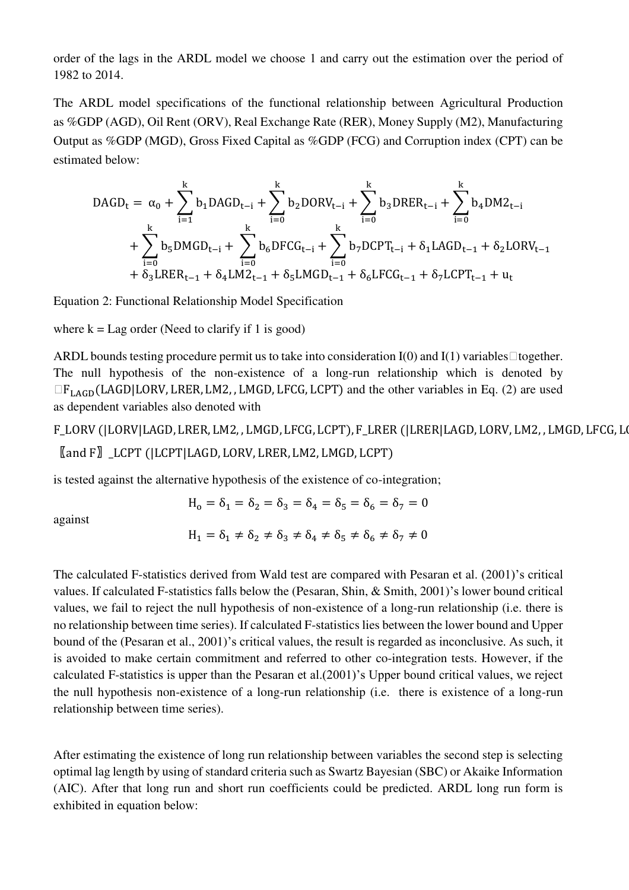order of the lags in the ARDL model we choose 1 and carry out the estimation over the period of 1982 to 2014.

The ARDL model specifications of the functional relationship between Agricultural Production as %GDP (AGD), Oil Rent (ORV), Real Exchange Rate (RER), Money Supply (M2), Manufacturing Output as %GDP (MGD), Gross Fixed Capital as %GDP (FCG) and Corruption index (CPT) can be estimated below:

$$
\begin{aligned}
DAGD_t = \alpha_0 &+ \sum_{i=1}^{k} b_1 DAGD_{t-i} + \sum_{i=0}^{k} b_2 DORV_{t-i} + \sum_{i=0}^{k} b_3 DRER_{t-i} + \sum_{i=0}^{k} b_4 DM2_{t-i} \\
&+ \sum_{i=0}^{k} b_5 DMGD_{t-i} + \sum_{i=0}^{k} b_6 DFCG_{t-i} + \sum_{i=0}^{k} b_7 DCPT_{t-i} + \delta_1 LAGD_{t-1} + \delta_2 LORV_{t-1} \\
&+ \delta_3 LRER_{t-1} + \delta_4 LM2_{t-1} + \delta_5 LMGD_{t-1} + \delta_6 LFCG_{t-1} + \delta_7 LCPT_{t-1} + u_t
\end{aligned}
$$

Equation 2: Functional Relationship Model Specification

where k = Lag order (Need to clarify if 1 is good)

ARDL bounds testing procedure permit us to take into consideration I(0) and I(1) variables together. The null hypothesis of the non-existence of a long-run relationship which is denoted by $F_{LAGD}(LAGD|LORV, LRER, LM2, , LMGD, LFCG, LCPT)$ and the other variables in Eq. (2) are used as dependent variables also denoted with

$F\_LORV\ (|LORV|LAGD, LRER, LM2, , LMGD, LFCG, LCPT), F\_LRER\ (|LRER|LAGD, LORV, LM2, , LMGD, LFCG, LC$

〖and F〗_LCPT $(|LCPT|LAGD, LORV, LRER, LM2, LMGD, LCPT)$

is tested against the alternative hypothesis of the existence of co-integration;

$$H_o = \delta_1 = \delta_2 = \delta_3 = \delta_4 = \delta_5 = \delta_6 = \delta_7 = 0$$

against

$$H_1 = \delta_1 \neq \delta_2 \neq \delta_3 \neq \delta_4 \neq \delta_5 \neq \delta_6 \neq \delta_7 \neq 0$$

The calculated F-statistics derived from Wald test are compared with Pesaran et al. (2001)'s critical values. If calculated F-statistics falls below the (Pesaran, Shin, & Smith, 2001)'s lower bound critical values, we fail to reject the null hypothesis of non-existence of a long-run relationship (i.e. there is no relationship between time series). If calculated F-statistics lies between the lower bound and Upper bound of the (Pesaran et al., 2001)'s critical values, the result is regarded as inconclusive. As such, it is avoided to make certain commitment and referred to other co-integration tests. However, if the calculated F-statistics is upper than the Pesaran et al.(2001)'s Upper bound critical values, we reject the null hypothesis non-existence of a long-run relationship (i.e. there is existence of a long-run relationship between time series).

After estimating the existence of long run relationship between variables the second step is selecting optimal lag length by using of standard criteria such as Swartz Bayesian (SBC) or Akaike Information (AIC). After that long run and short run coefficients could be predicted. ARDL long run form is exhibited in equation below: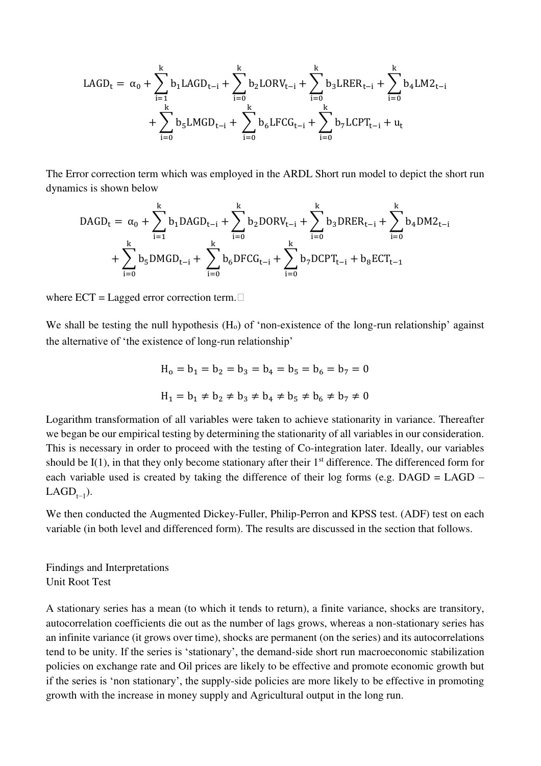$$
\begin{aligned}
\mathrm{LAGD_t} = \alpha_0 &+ \sum_{i=1}^{k} \mathrm{b_1 LAGD_{t-i}} + \sum_{i=0}^{k} \mathrm{b_2 LORV_{t-i}} + \sum_{i=0}^{k} \mathrm{b_3 LRER_{t-i}} + \sum_{i=0}^{k} \mathrm{b_4 LM2_{t-i}} \\
&+ \sum_{i=0}^{k} \mathrm{b_5 LMGD_{t-i}} + \sum_{i=0}^{k} \mathrm{b_6 LFCG_{t-i}} + \sum_{i=0}^{k} \mathrm{b_7 LCPT_{t-i}} + \mathrm{u_t}
\end{aligned}
$$

The Error correction term which was employed in the ARDL Short run model to depict the short run dynamics is shown below

$$
\begin{aligned}
\mathrm{DAGD_t} = \alpha_0 &+ \sum_{i=1}^{k} \mathrm{b_1 DAGD_{t-i}} + \sum_{i=0}^{k} \mathrm{b_2 DORV_{t-i}} + \sum_{i=0}^{k} \mathrm{b_3 DRER_{t-i}} + \sum_{i=0}^{k} \mathrm{b_4 DM2_{t-i}} \\
&+ \sum_{i=0}^{k} \mathrm{b_5 DMGD_{t-i}} + \sum_{i=0}^{k} \mathrm{b_6 DFCG_{t-i}} + \sum_{i=0}^{k} \mathrm{b_7 DCPT_{t-i}} + \mathrm{b_8 ECT_{t-1}}
\end{aligned}
$$

where ECT = Lagged error correction term.

We shall be testing the null hypothesis ($H_o$) of 'non-existence of the long-run relationship' against the alternative of 'the existence of long-run relationship'

$$
\mathrm{H_o = b_1 = b_2 = b_3 = b_4 = b_5 = b_6 = b_7 = 0}
$$

$$
\mathrm{H_1 = b_1 \neq b_2 \neq b_3 \neq b_4 \neq b_5 \neq b_6 \neq b_7 \neq 0}
$$

Logarithm transformation of all variables were taken to achieve stationarity in variance. Thereafter we began be our empirical testing by determining the stationarity of all variables in our consideration. This is necessary in order to proceed with the testing of Co-integration later. Ideally, our variables should be I(1), in that they only become stationary after their 1st difference. The differenced form for each variable used is created by taking the difference of their log forms (e.g. DAGD = LAGD – $\mathrm{LAGD_{t-1}}$).

We then conducted the Augmented Dickey-Fuller, Philip-Perron and KPSS test. (ADF) test on each variable (in both level and differenced form). The results are discussed in the section that follows.

## Findings and Interpretations

### Unit Root Test

A stationary series has a mean (to which it tends to return), a finite variance, shocks are transitory, autocorrelation coefficients die out as the number of lags grows, whereas a non-stationary series has an infinite variance (it grows over time), shocks are permanent (on the series) and its autocorrelations tend to be unity. If the series is 'stationary', the demand-side short run macroeconomic stabilization policies on exchange rate and Oil prices are likely to be effective and promote economic growth but if the series is 'non stationary', the supply-side policies are more likely to be effective in promoting growth with the increase in money supply and Agricultural output in the long run.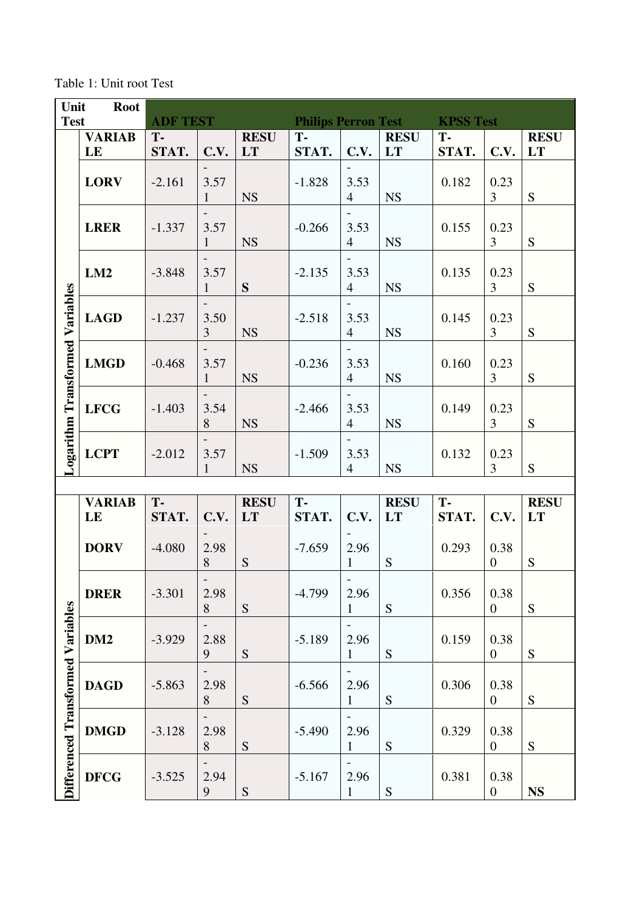Table 1: Unit root Test

| Unit Root Test | | ADF TEST | | | Philips Perron Test | | | KPSS Test | | |
|---|---|---|---|---|---|---|---|---|---|---|
| Logarithm Transformed Variables | VARIABLE | T-STAT. | C.V. | RESULT | T-STAT. | C.V. | RESULT | T-STAT. | C.V. | RESULT |
| | LORV | -2.161 | -3.571 | NS | -1.828 | -3.534 | NS | 0.182 | 0.233 | S |
| | LRER | -1.337 | -3.571 | NS | -0.266 | -3.534 | NS | 0.155 | 0.233 | S |
| | LM2 | -3.848 | -3.571 | **S** | -2.135 | -3.534 | NS | 0.135 | 0.233 | S |
| | LAGD | -1.237 | -3.503 | NS | -2.518 | -3.534 | NS | 0.145 | 0.233 | S |
| | LMGD | -0.468 | -3.571 | NS | -0.236 | -3.534 | NS | 0.160 | 0.233 | S |
| | LFCG | -1.403 | -3.548 | NS | -2.466 | -3.534 | NS | 0.149 | 0.233 | S |
| | LCPT | -2.012 | -3.571 | NS | -1.509 | -3.534 | NS | 0.132 | 0.233 | S |
| | | | | | | | | | | |
| Differenced Transformed Variables | VARIABLE | T-STAT. | C.V. | RESULT | T-STAT. | C.V. | RESULT | T-STAT. | C.V. | RESULT |
| | DORV | -4.080 | -2.988 | S | -7.659 | -2.961 | S | 0.293 | 0.380 | S |
| | DRER | -3.301 | -2.988 | S | -4.799 | -2.961 | S | 0.356 | 0.380 | S |
| | DM2 | -3.929 | -2.889 | S | -5.189 | -2.961 | S | 0.159 | 0.380 | S |
| | DAGD | -5.863 | -2.988 | S | -6.566 | -2.961 | S | 0.306 | 0.380 | S |
| | DMGD | -3.128 | -2.988 | S | -5.490 | -2.961 | S | 0.329 | 0.380 | S |
| | DFCG | -3.525 | -2.949 | S | -5.167 | -2.961 | S | 0.381 | 0.380 | **NS** |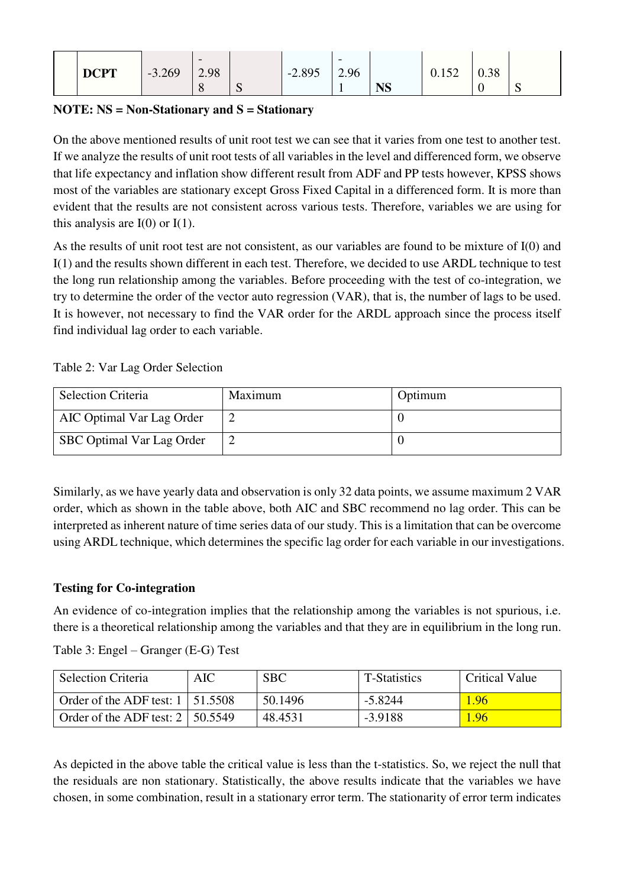| | DCPT | -3.269 | -2.988 | S | -2.895 | -2.961 | NS | 0.152 | 0.380 | S |
|---|---|---|---|---|---|---|---|---|---|---|

**NOTE: NS = Non-Stationary and S = Stationary**

On the above mentioned results of unit root test we can see that it varies from one test to another test. If we analyze the results of unit root tests of all variables in the level and differenced form, we observe that life expectancy and inflation show different result from ADF and PP tests however, KPSS shows most of the variables are stationary except Gross Fixed Capital in a differenced form. It is more than evident that the results are not consistent across various tests. Therefore, variables we are using for this analysis are I(0) or I(1).

As the results of unit root test are not consistent, as our variables are found to be mixture of I(0) and I(1) and the results shown different in each test. Therefore, we decided to use ARDL technique to test the long run relationship among the variables. Before proceeding with the test of co-integration, we try to determine the order of the vector auto regression (VAR), that is, the number of lags to be used. It is however, not necessary to find the VAR order for the ARDL approach since the process itself find individual lag order to each variable.

Table 2: Var Lag Order Selection

| Selection Criteria | Maximum | Optimum |
|---|---|---|
| AIC Optimal Var Lag Order | 2 | 0 |
| SBC Optimal Var Lag Order | 2 | 0 |

Similarly, as we have yearly data and observation is only 32 data points, we assume maximum 2 VAR order, which as shown in the table above, both AIC and SBC recommend no lag order. This can be interpreted as inherent nature of time series data of our study. This is a limitation that can be overcome using ARDL technique, which determines the specific lag order for each variable in our investigations.

**Testing for Co-integration**

An evidence of co-integration implies that the relationship among the variables is not spurious, i.e. there is a theoretical relationship among the variables and that they are in equilibrium in the long run.

Table 3: Engel – Granger (E-G) Test

| Selection Criteria | AIC | SBC | T-Statistics | Critical Value |
|---|---|---|---|---|
| Order of the ADF test: 1 | 51.5508 | 50.1496 | -5.8244 | 1.96 |
| Order of the ADF test: 2 | 50.5549 | 48.4531 | -3.9188 | 1.96 |

As depicted in the above table the critical value is less than the t-statistics. So, we reject the null that the residuals are non stationary. Statistically, the above results indicate that the variables we have chosen, in some combination, result in a stationary error term. The stationarity of error term indicates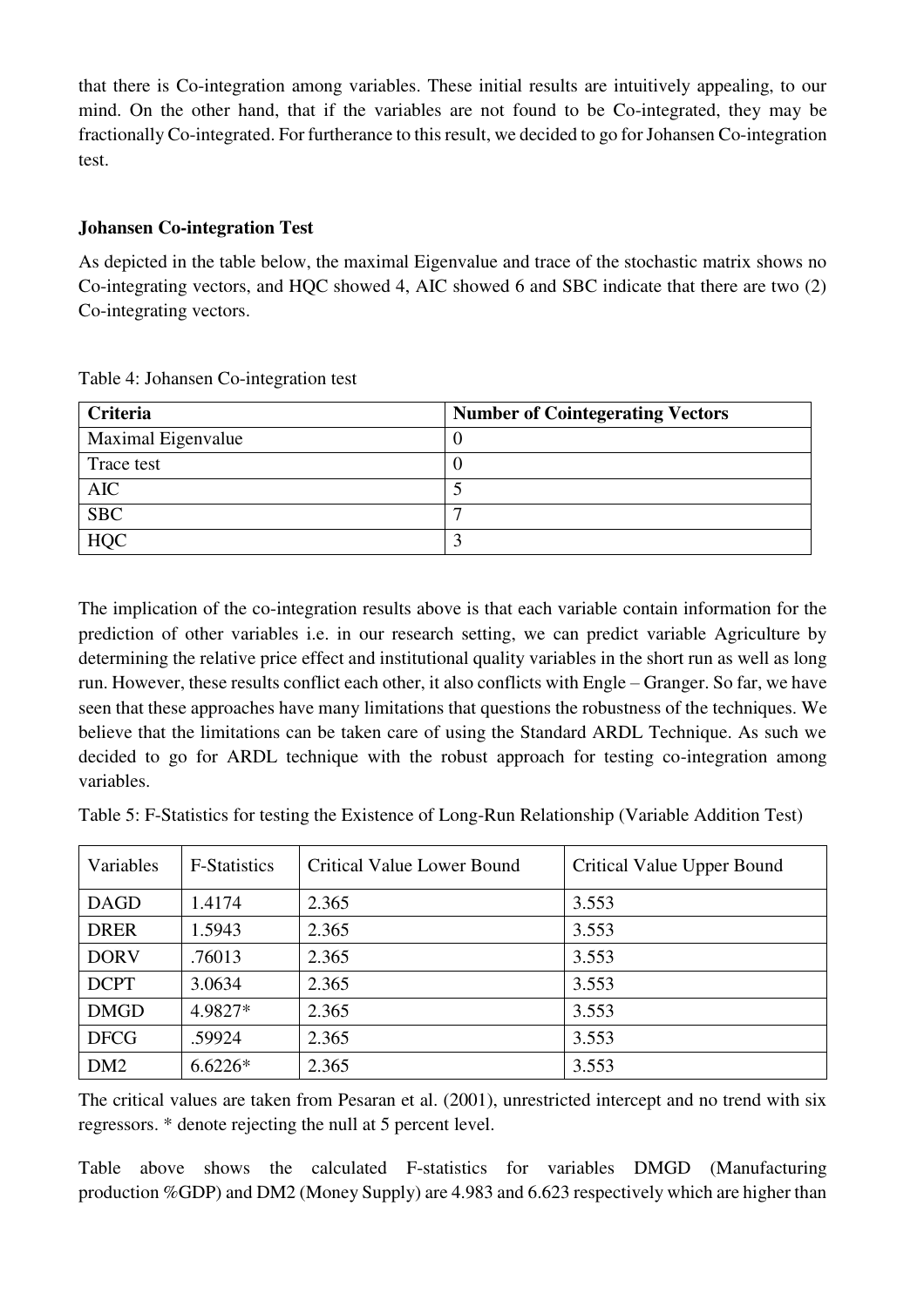that there is Co-integration among variables. These initial results are intuitively appealing, to our mind. On the other hand, that if the variables are not found to be Co-integrated, they may be fractionally Co-integrated. For furtherance to this result, we decided to go for Johansen Co-integration test.

**Johansen Co-integration Test**

As depicted in the table below, the maximal Eigenvalue and trace of the stochastic matrix shows no Co-integrating vectors, and HQC showed 4, AIC showed 6 and SBC indicate that there are two (2) Co-integrating vectors.

Table 4: Johansen Co-integration test

| Criteria | Number of Cointegerating Vectors |
|---|---|
| Maximal Eigenvalue | 0 |
| Trace test | 0 |
| AIC | 5 |
| SBC | 7 |
| HQC | 3 |

The implication of the co-integration results above is that each variable contain information for the prediction of other variables i.e. in our research setting, we can predict variable Agriculture by determining the relative price effect and institutional quality variables in the short run as well as long run. However, these results conflict each other, it also conflicts with Engle – Granger. So far, we have seen that these approaches have many limitations that questions the robustness of the techniques. We believe that the limitations can be taken care of using the Standard ARDL Technique. As such we decided to go for ARDL technique with the robust approach for testing co-integration among variables.

Table 5: F-Statistics for testing the Existence of Long-Run Relationship (Variable Addition Test)

| Variables | F-Statistics | Critical Value Lower Bound | Critical Value Upper Bound |
|---|---|---|---|
| DAGD | 1.4174 | 2.365 | 3.553 |
| DRER | 1.5943 | 2.365 | 3.553 |
| DORV | .76013 | 2.365 | 3.553 |
| DCPT | 3.0634 | 2.365 | 3.553 |
| DMGD | 4.9827* | 2.365 | 3.553 |
| DFCG | .59924 | 2.365 | 3.553 |
| DM2 | 6.6226* | 2.365 | 3.553 |

The critical values are taken from Pesaran et al. (2001), unrestricted intercept and no trend with six regressors. * denote rejecting the null at 5 percent level.

Table above shows the calculated F-statistics for variables DMGD (Manufacturing production %GDP) and DM2 (Money Supply) are 4.983 and 6.623 respectively which are higher than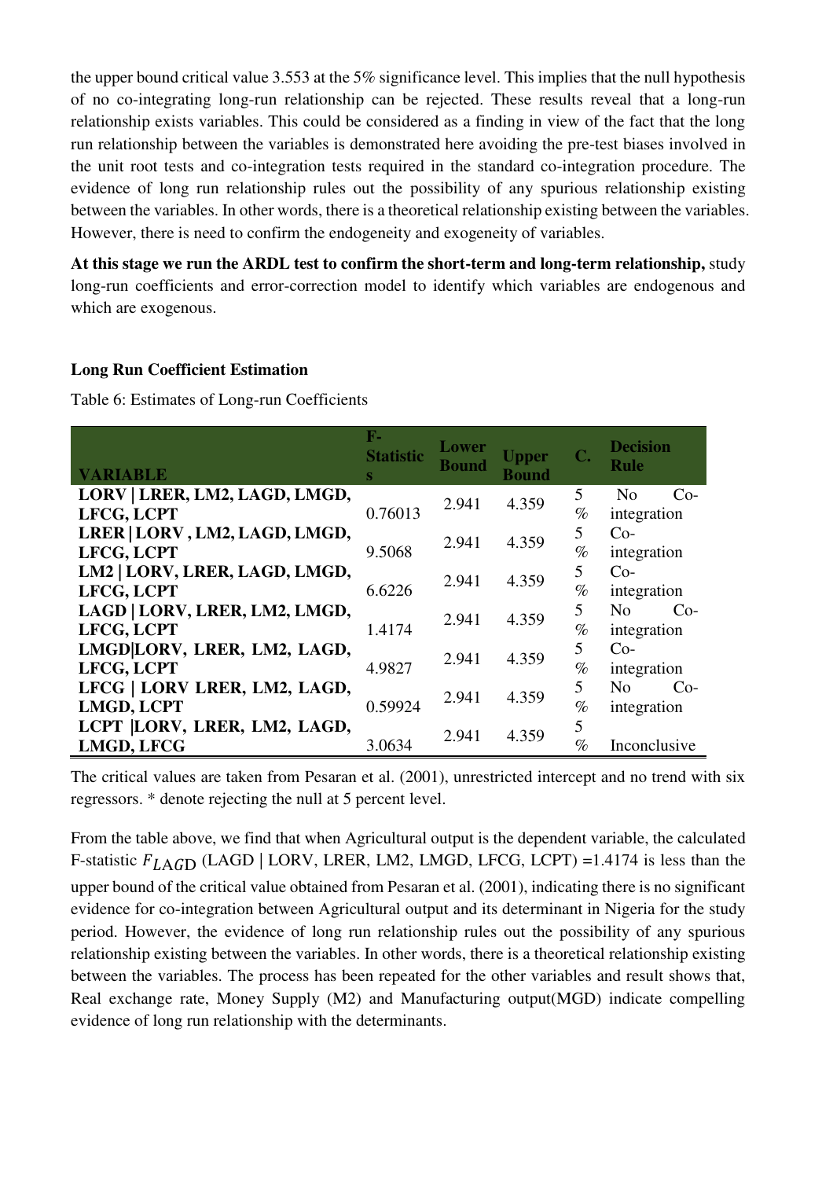the upper bound critical value 3.553 at the 5% significance level. This implies that the null hypothesis of no co-integrating long-run relationship can be rejected. These results reveal that a long-run relationship exists variables. This could be considered as a finding in view of the fact that the long run relationship between the variables is demonstrated here avoiding the pre-test biases involved in the unit root tests and co-integration tests required in the standard co-integration procedure. The evidence of long run relationship rules out the possibility of any spurious relationship existing between the variables. In other words, there is a theoretical relationship existing between the variables. However, there is need to confirm the endogeneity and exogeneity of variables.

**At this stage we run the ARDL test to confirm the short-term and long-term relationship,** study long-run coefficients and error-correction model to identify which variables are endogenous and which are exogenous.

**Long Run Coefficient Estimation**

Table 6: Estimates of Long-run Coefficients

| VARIABLE | F-Statistics | Lower Bound | Upper Bound | C. | Decision Rule |
|---|---|---|---|---|---|
| **LORV \| LRER, LM2, LAGD, LMGD, LFCG, LCPT** | 0.76013 | 2.941 | 4.359 | 5 % | No Co-integration |
| **LRER \| LORV , LM2, LAGD, LMGD, LFCG, LCPT** | 9.5068 | 2.941 | 4.359 | 5 % | Co-integration |
| **LM2 \| LORV, LRER, LAGD, LMGD, LFCG, LCPT** | 6.6226 | 2.941 | 4.359 | 5 % | Co-integration |
| **LAGD \| LORV, LRER, LM2, LMGD, LFCG, LCPT** | 1.4174 | 2.941 | 4.359 | 5 % | No Co-integration |
| **LMGD\|LORV, LRER, LM2, LAGD, LFCG, LCPT** | 4.9827 | 2.941 | 4.359 | 5 % | Co-integration |
| **LFCG \| LORV LRER, LM2, LAGD, LMGD, LCPT** | 0.59924 | 2.941 | 4.359 | 5 % | No Co-integration |
| **LCPT \|LORV, LRER, LM2, LAGD, LMGD, LFCG** | 3.0634 | 2.941 | 4.359 | 5 % | Inconclusive |

The critical values are taken from Pesaran et al. (2001), unrestricted intercept and no trend with six regressors. * denote rejecting the null at 5 percent level.

From the table above, we find that when Agricultural output is the dependent variable, the calculated F-statistic $F_{LAGD}$ (LAGD | LORV, LRER, LM2, LMGD, LFCG, LCPT) =1.4174 is less than the upper bound of the critical value obtained from Pesaran et al. (2001), indicating there is no significant evidence for co-integration between Agricultural output and its determinant in Nigeria for the study period. However, the evidence of long run relationship rules out the possibility of any spurious relationship existing between the variables. In other words, there is a theoretical relationship existing between the variables. The process has been repeated for the other variables and result shows that, Real exchange rate, Money Supply (M2) and Manufacturing output(MGD) indicate compelling evidence of long run relationship with the determinants.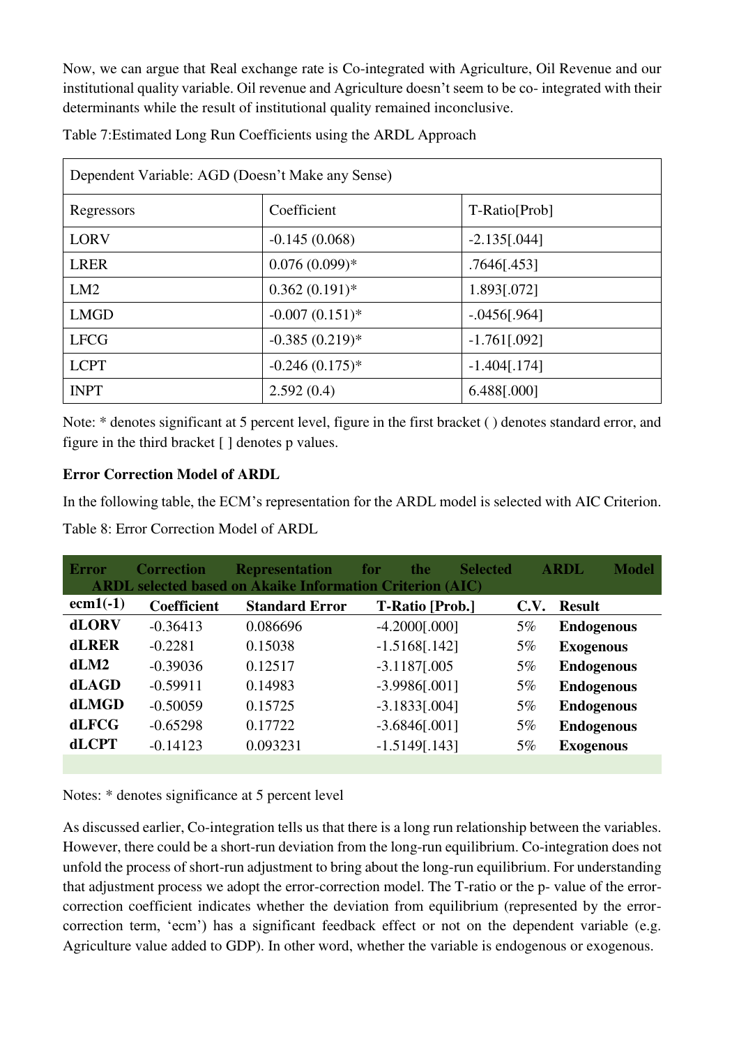Now, we can argue that Real exchange rate is Co-integrated with Agriculture, Oil Revenue and our institutional quality variable. Oil revenue and Agriculture doesn't seem to be co- integrated with their determinants while the result of institutional quality remained inconclusive.

Table 7:Estimated Long Run Coefficients using the ARDL Approach

| Dependent Variable: AGD (Doesn't Make any Sense) | | |
|---|---|---|
| Regressors | Coefficient | T-Ratio[Prob] |
| LORV | -0.145 (0.068) | -2.135[.044] |
| LRER | 0.076 (0.099)* | .7646[.453] |
| LM2 | 0.362 (0.191)* | 1.893[.072] |
| LMGD | -0.007 (0.151)* | -.0456[.964] |
| LFCG | -0.385 (0.219)* | -1.761[.092] |
| LCPT | -0.246 (0.175)* | -1.404[.174] |
| INPT | 2.592 (0.4) | 6.488[.000] |

Note: * denotes significant at 5 percent level, figure in the first bracket ( ) denotes standard error, and figure in the third bracket [ ] denotes p values.

**Error Correction Model of ARDL**

In the following table, the ECM's representation for the ARDL model is selected with AIC Criterion.

Table 8: Error Correction Model of ARDL

| **Error Correction Representation for the Selected ARDL Model ARDL selected based on Akaike Information Criterion (AIC)** | | | | | |
|---|---|---|---|---|---|
| **ecm1(-1)** | **Coefficient** | **Standard Error** | **T-Ratio [Prob.]** | **C.V.** | **Result** |
| **dLORV** | -0.36413 | 0.086696 | -4.2000[.000] | 5% | **Endogenous** |
| **dLRER** | -0.2281 | 0.15038 | -1.5168[.142] | 5% | **Exogenous** |
| **dLM2** | -0.39036 | 0.12517 | -3.1187[.005 | 5% | **Endogenous** |
| **dLAGD** | -0.59911 | 0.14983 | -3.9986[.001] | 5% | **Endogenous** |
| **dLMGD** | -0.50059 | 0.15725 | -3.1833[.004] | 5% | **Endogenous** |
| **dLFCG** | -0.65298 | 0.17722 | -3.6846[.001] | 5% | **Endogenous** |
| **dLCPT** | -0.14123 | 0.093231 | -1.5149[.143] | 5% | **Exogenous** |

Notes: * denotes significance at 5 percent level

As discussed earlier, Co-integration tells us that there is a long run relationship between the variables. However, there could be a short-run deviation from the long-run equilibrium. Co-integration does not unfold the process of short-run adjustment to bring about the long-run equilibrium. For understanding that adjustment process we adopt the error-correction model. The T-ratio or the p- value of the error-correction coefficient indicates whether the deviation from equilibrium (represented by the error-correction term, 'ecm') has a significant feedback effect or not on the dependent variable (e.g. Agriculture value added to GDP). In other word, whether the variable is endogenous or exogenous.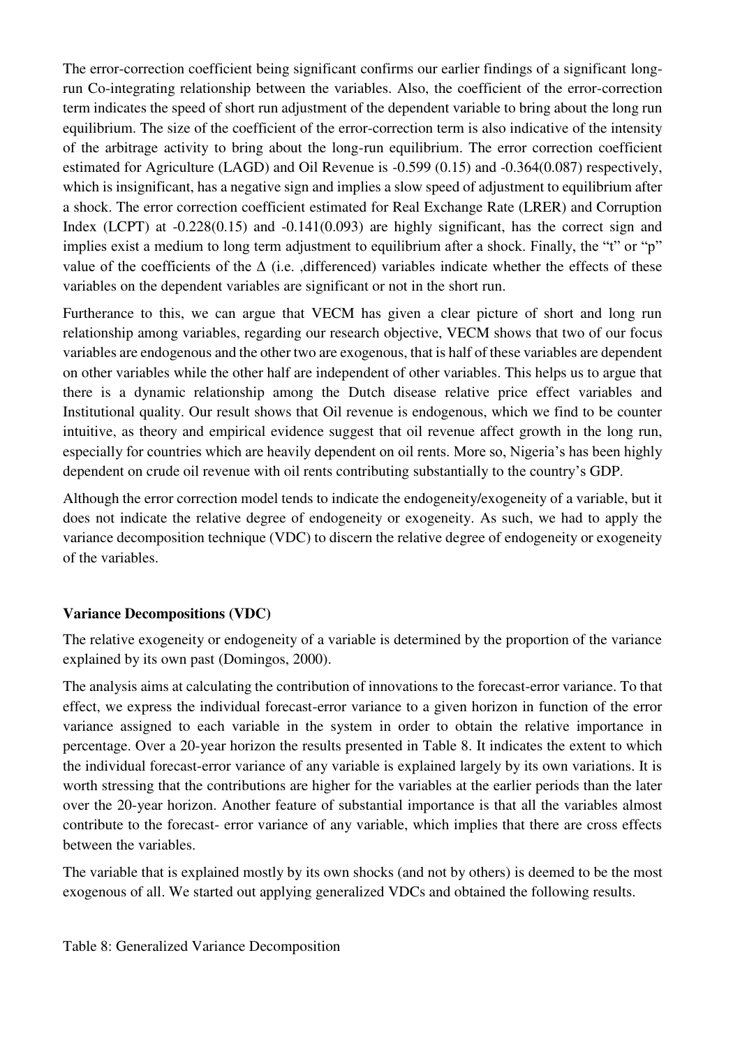The error-correction coefficient being significant confirms our earlier findings of a significant long-run Co-integrating relationship between the variables. Also, the coefficient of the error-correction term indicates the speed of short run adjustment of the dependent variable to bring about the long run equilibrium. The size of the coefficient of the error-correction term is also indicative of the intensity of the arbitrage activity to bring about the long-run equilibrium. The error correction coefficient estimated for Agriculture (LAGD) and Oil Revenue is -0.599 (0.15) and -0.364(0.087) respectively, which is insignificant, has a negative sign and implies a slow speed of adjustment to equilibrium after a shock. The error correction coefficient estimated for Real Exchange Rate (LRER) and Corruption Index (LCPT) at -0.228(0.15) and -0.141(0.093) are highly significant, has the correct sign and implies exist a medium to long term adjustment to equilibrium after a shock. Finally, the "t" or "p" value of the coefficients of the $\Delta$ (i.e. ,differenced) variables indicate whether the effects of these variables on the dependent variables are significant or not in the short run.

Furtherance to this, we can argue that VECM has given a clear picture of short and long run relationship among variables, regarding our research objective, VECM shows that two of our focus variables are endogenous and the other two are exogenous, that is half of these variables are dependent on other variables while the other half are independent of other variables. This helps us to argue that there is a dynamic relationship among the Dutch disease relative price effect variables and Institutional quality. Our result shows that Oil revenue is endogenous, which we find to be counter intuitive, as theory and empirical evidence suggest that oil revenue affect growth in the long run, especially for countries which are heavily dependent on oil rents. More so, Nigeria's has been highly dependent on crude oil revenue with oil rents contributing substantially to the country's GDP.

Although the error correction model tends to indicate the endogeneity/exogeneity of a variable, but it does not indicate the relative degree of endogeneity or exogeneity. As such, we had to apply the variance decomposition technique (VDC) to discern the relative degree of endogeneity or exogeneity of the variables.

**Variance Decompositions (VDC)**

The relative exogeneity or endogeneity of a variable is determined by the proportion of the variance explained by its own past (Domingos, 2000).

The analysis aims at calculating the contribution of innovations to the forecast-error variance. To that effect, we express the individual forecast-error variance to a given horizon in function of the error variance assigned to each variable in the system in order to obtain the relative importance in percentage. Over a 20-year horizon the results presented in Table 8. It indicates the extent to which the individual forecast-error variance of any variable is explained largely by its own variations. It is worth stressing that the contributions are higher for the variables at the earlier periods than the later over the 20-year horizon. Another feature of substantial importance is that all the variables almost contribute to the forecast- error variance of any variable, which implies that there are cross effects between the variables.

The variable that is explained mostly by its own shocks (and not by others) is deemed to be the most exogenous of all. We started out applying generalized VDCs and obtained the following results.

Table 8: Generalized Variance Decomposition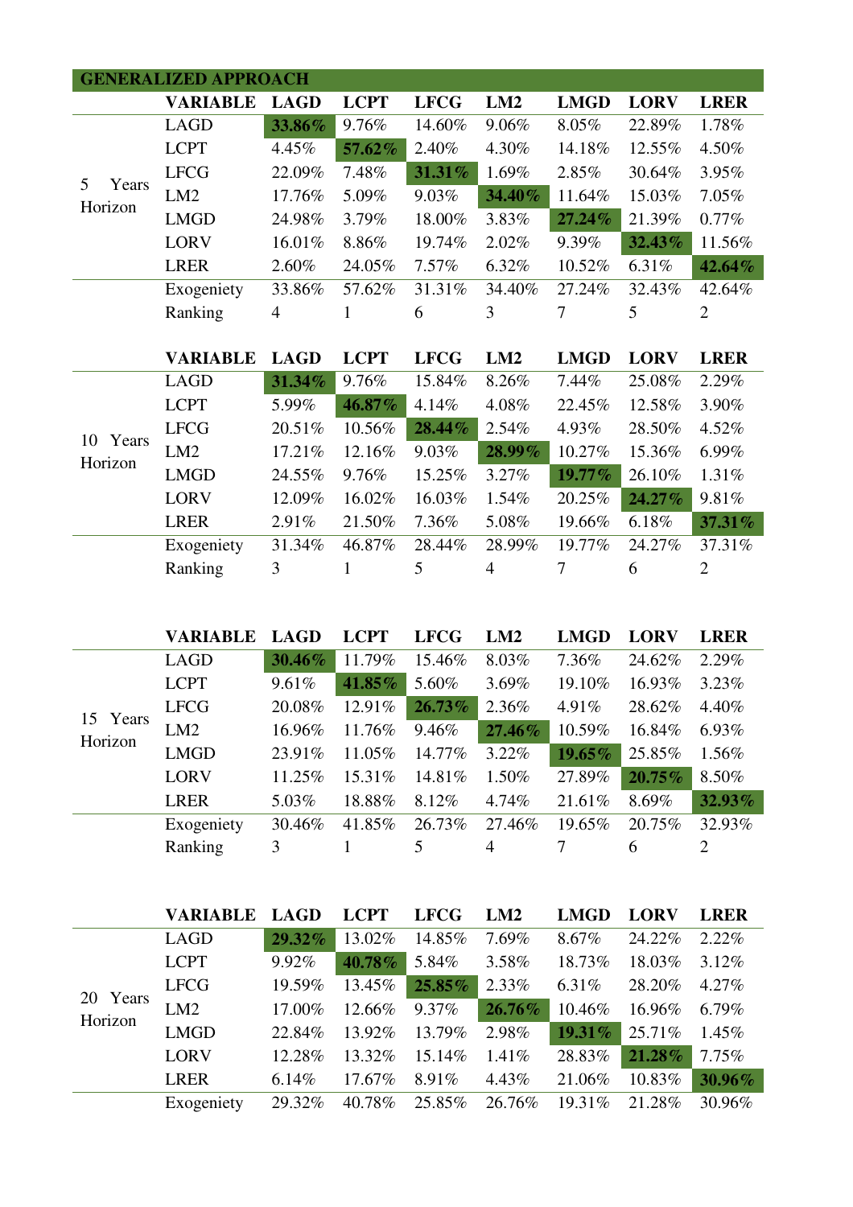**GENERALIZED APPROACH**

|  | VARIABLE | LAGD | LCPT | LFCG | LM2 | LMGD | LORV | LRER |
|---|---|---|---|---|---|---|---|---|
| 5 Years Horizon | LAGD | **33.86%** | 9.76% | 14.60% | 9.06% | 8.05% | 22.89% | 1.78% |
|  | LCPT | 4.45% | **57.62%** | 2.40% | 4.30% | 14.18% | 12.55% | 4.50% |
|  | LFCG | 22.09% | 7.48% | **31.31%** | 1.69% | 2.85% | 30.64% | 3.95% |
|  | LM2 | 17.76% | 5.09% | 9.03% | **34.40%** | 11.64% | 15.03% | 7.05% |
|  | LMGD | 24.98% | 3.79% | 18.00% | 3.83% | **27.24%** | 21.39% | 0.77% |
|  | LORV | 16.01% | 8.86% | 19.74% | 2.02% | 9.39% | **32.43%** | 11.56% |
|  | LRER | 2.60% | 24.05% | 7.57% | 6.32% | 10.52% | 6.31% | **42.64%** |
|  | Exogeniety | 33.86% | 57.62% | 31.31% | 34.40% | 27.24% | 32.43% | 42.64% |
|  | Ranking | 4 | 1 | 6 | 3 | 7 | 5 | 2 |

|  | VARIABLE | LAGD | LCPT | LFCG | LM2 | LMGD | LORV | LRER |
|---|---|---|---|---|---|---|---|---|
| 10 Years Horizon | LAGD | **31.34%** | 9.76% | 15.84% | 8.26% | 7.44% | 25.08% | 2.29% |
|  | LCPT | 5.99% | **46.87%** | 4.14% | 4.08% | 22.45% | 12.58% | 3.90% |
|  | LFCG | 20.51% | 10.56% | **28.44%** | 2.54% | 4.93% | 28.50% | 4.52% |
|  | LM2 | 17.21% | 12.16% | 9.03% | **28.99%** | 10.27% | 15.36% | 6.99% |
|  | LMGD | 24.55% | 9.76% | 15.25% | 3.27% | **19.77%** | 26.10% | 1.31% |
|  | LORV | 12.09% | 16.02% | 16.03% | 1.54% | 20.25% | **24.27%** | 9.81% |
|  | LRER | 2.91% | 21.50% | 7.36% | 5.08% | 19.66% | 6.18% | **37.31%** |
|  | Exogeniety | 31.34% | 46.87% | 28.44% | 28.99% | 19.77% | 24.27% | 37.31% |
|  | Ranking | 3 | 1 | 5 | 4 | 7 | 6 | 2 |

|  | VARIABLE | LAGD | LCPT | LFCG | LM2 | LMGD | LORV | LRER |
|---|---|---|---|---|---|---|---|---|
| 15 Years Horizon | LAGD | **30.46%** | 11.79% | 15.46% | 8.03% | 7.36% | 24.62% | 2.29% |
|  | LCPT | 9.61% | **41.85%** | 5.60% | 3.69% | 19.10% | 16.93% | 3.23% |
|  | LFCG | 20.08% | 12.91% | **26.73%** | 2.36% | 4.91% | 28.62% | 4.40% |
|  | LM2 | 16.96% | 11.76% | 9.46% | **27.46%** | 10.59% | 16.84% | 6.93% |
|  | LMGD | 23.91% | 11.05% | 14.77% | 3.22% | **19.65%** | 25.85% | 1.56% |
|  | LORV | 11.25% | 15.31% | 14.81% | 1.50% | 27.89% | **20.75%** | 8.50% |
|  | LRER | 5.03% | 18.88% | 8.12% | 4.74% | 21.61% | 8.69% | **32.93%** |
|  | Exogeniety | 30.46% | 41.85% | 26.73% | 27.46% | 19.65% | 20.75% | 32.93% |
|  | Ranking | 3 | 1 | 5 | 4 | 7 | 6 | 2 |

|  | VARIABLE | LAGD | LCPT | LFCG | LM2 | LMGD | LORV | LRER |
|---|---|---|---|---|---|---|---|---|
| 20 Years Horizon | LAGD | **29.32%** | 13.02% | 14.85% | 7.69% | 8.67% | 24.22% | 2.22% |
|  | LCPT | 9.92% | **40.78%** | 5.84% | 3.58% | 18.73% | 18.03% | 3.12% |
|  | LFCG | 19.59% | 13.45% | **25.85%** | 2.33% | 6.31% | 28.20% | 4.27% |
|  | LM2 | 17.00% | 12.66% | 9.37% | **26.76%** | 10.46% | 16.96% | 6.79% |
|  | LMGD | 22.84% | 13.92% | 13.79% | 2.98% | **19.31%** | 25.71% | 1.45% |
|  | LORV | 12.28% | 13.32% | 15.14% | 1.41% | 28.83% | **21.28%** | 7.75% |
|  | LRER | 6.14% | 17.67% | 8.91% | 4.43% | 21.06% | 10.83% | **30.96%** |
|  | Exogeniety | 29.32% | 40.78% | 25.85% | 26.76% | 19.31% | 21.28% | 30.96% |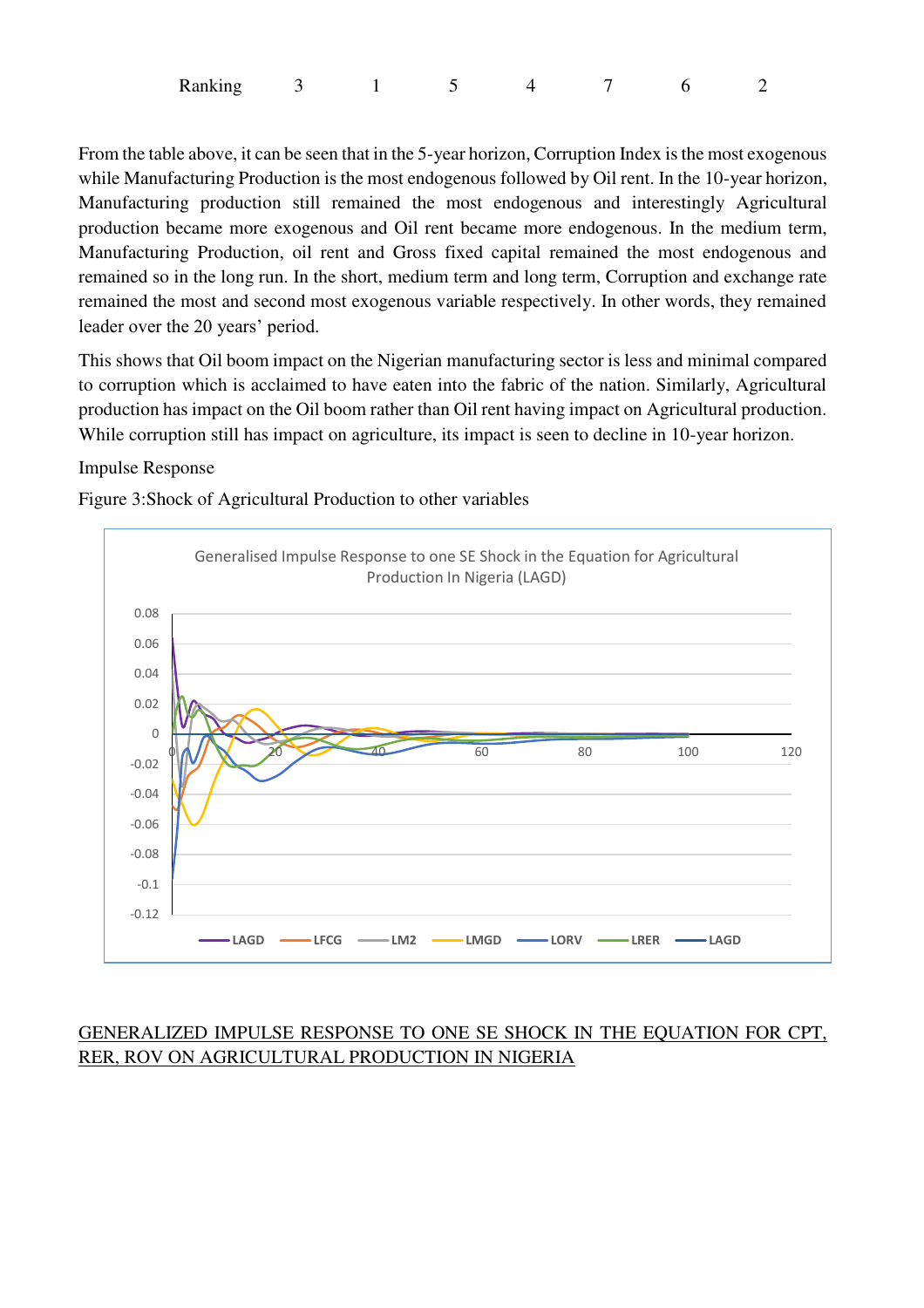| Ranking | 3 | 1 | 5 | 4 | 7 | 6 | 2 |
|---|---|---|---|---|---|---|---|

From the table above, it can be seen that in the 5-year horizon, Corruption Index is the most exogenous while Manufacturing Production is the most endogenous followed by Oil rent. In the 10-year horizon, Manufacturing production still remained the most endogenous and interestingly Agricultural production became more exogenous and Oil rent became more endogenous. In the medium term, Manufacturing Production, oil rent and Gross fixed capital remained the most endogenous and remained so in the long run. In the short, medium term and long term, Corruption and exchange rate remained the most and second most exogenous variable respectively. In other words, they remained leader over the 20 years' period.

This shows that Oil boom impact on the Nigerian manufacturing sector is less and minimal compared to corruption which is acclaimed to have eaten into the fabric of the nation. Similarly, Agricultural production has impact on the Oil boom rather than Oil rent having impact on Agricultural production. While corruption still has impact on agriculture, its impact is seen to decline in 10-year horizon.

Impulse Response

Figure 3:Shock of Agricultural Production to other variables

Generalised Impulse Response to one SE Shock in the Equation for Agricultural Production In Nigeria (LAGD)

GENERALIZED IMPULSE RESPONSE TO ONE SE SHOCK IN THE EQUATION FOR CPT, RER, ROV ON AGRICULTURAL PRODUCTION IN NIGERIA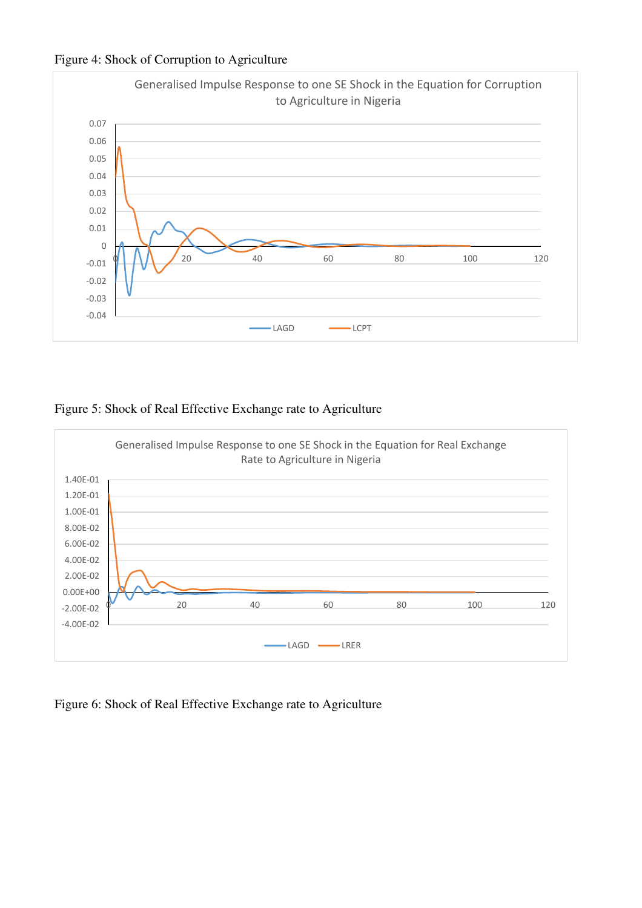Figure 4: Shock of Corruption to Agriculture

Figure 5: Shock of Real Effective Exchange rate to Agriculture

Figure 6: Shock of Real Effective Exchange rate to Agriculture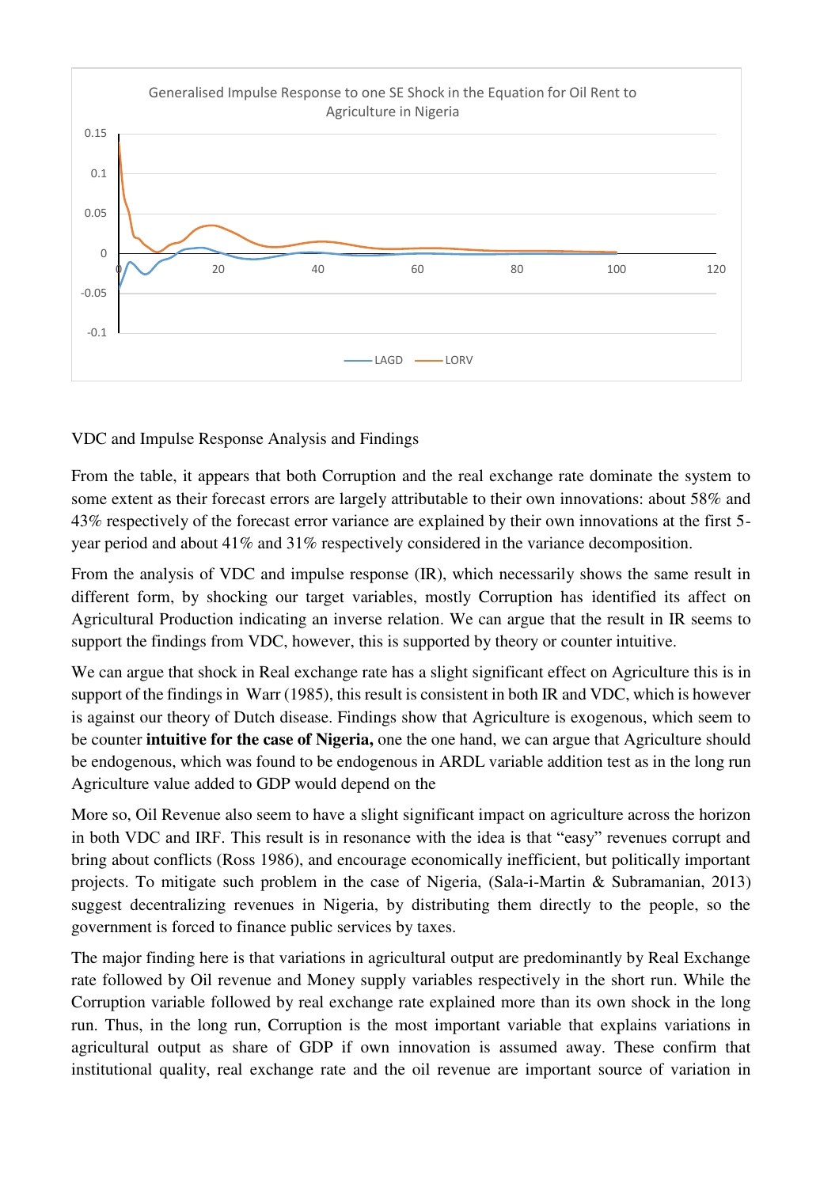VDC and Impulse Response Analysis and Findings

From the table, it appears that both Corruption and the real exchange rate dominate the system to some extent as their forecast errors are largely attributable to their own innovations: about 58% and 43% respectively of the forecast error variance are explained by their own innovations at the first 5-year period and about 41% and 31% respectively considered in the variance decomposition.

From the analysis of VDC and impulse response (IR), which necessarily shows the same result in different form, by shocking our target variables, mostly Corruption has identified its affect on Agricultural Production indicating an inverse relation. We can argue that the result in IR seems to support the findings from VDC, however, this is supported by theory or counter intuitive.

We can argue that shock in Real exchange rate has a slight significant effect on Agriculture this is in support of the findings in Warr (1985), this result is consistent in both IR and VDC, which is however is against our theory of Dutch disease. Findings show that Agriculture is exogenous, which seem to be counter **intuitive for the case of Nigeria,** one the one hand, we can argue that Agriculture should be endogenous, which was found to be endogenous in ARDL variable addition test as in the long run Agriculture value added to GDP would depend on the

More so, Oil Revenue also seem to have a slight significant impact on agriculture across the horizon in both VDC and IRF. This result is in resonance with the idea is that "easy" revenues corrupt and bring about conflicts (Ross 1986), and encourage economically inefficient, but politically important projects. To mitigate such problem in the case of Nigeria, (Sala-i-Martin & Subramanian, 2013) suggest decentralizing revenues in Nigeria, by distributing them directly to the people, so the government is forced to finance public services by taxes.

The major finding here is that variations in agricultural output are predominantly by Real Exchange rate followed by Oil revenue and Money supply variables respectively in the short run. While the Corruption variable followed by real exchange rate explained more than its own shock in the long run. Thus, in the long run, Corruption is the most important variable that explains variations in agricultural output as share of GDP if own innovation is assumed away. These confirm that institutional quality, real exchange rate and the oil revenue are important source of variation in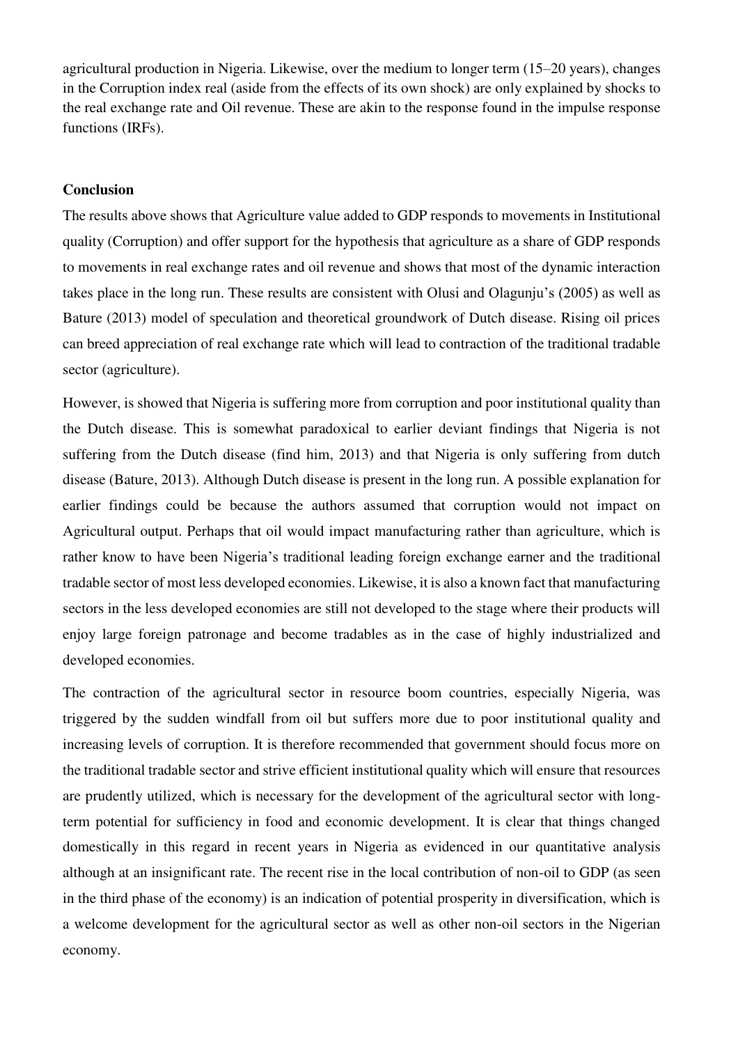agricultural production in Nigeria. Likewise, over the medium to longer term (15–20 years), changes in the Corruption index real (aside from the effects of its own shock) are only explained by shocks to the real exchange rate and Oil revenue. These are akin to the response found in the impulse response functions (IRFs).

## Conclusion

The results above shows that Agriculture value added to GDP responds to movements in Institutional quality (Corruption) and offer support for the hypothesis that agriculture as a share of GDP responds to movements in real exchange rates and oil revenue and shows that most of the dynamic interaction takes place in the long run. These results are consistent with Olusi and Olagunju's (2005) as well as Bature (2013) model of speculation and theoretical groundwork of Dutch disease. Rising oil prices can breed appreciation of real exchange rate which will lead to contraction of the traditional tradable sector (agriculture).

However, is showed that Nigeria is suffering more from corruption and poor institutional quality than the Dutch disease. This is somewhat paradoxical to earlier deviant findings that Nigeria is not suffering from the Dutch disease (find him, 2013) and that Nigeria is only suffering from dutch disease (Bature, 2013). Although Dutch disease is present in the long run. A possible explanation for earlier findings could be because the authors assumed that corruption would not impact on Agricultural output. Perhaps that oil would impact manufacturing rather than agriculture, which is rather know to have been Nigeria's traditional leading foreign exchange earner and the traditional tradable sector of most less developed economies. Likewise, it is also a known fact that manufacturing sectors in the less developed economies are still not developed to the stage where their products will enjoy large foreign patronage and become tradables as in the case of highly industrialized and developed economies.

The contraction of the agricultural sector in resource boom countries, especially Nigeria, was triggered by the sudden windfall from oil but suffers more due to poor institutional quality and increasing levels of corruption. It is therefore recommended that government should focus more on the traditional tradable sector and strive efficient institutional quality which will ensure that resources are prudently utilized, which is necessary for the development of the agricultural sector with long-term potential for sufficiency in food and economic development. It is clear that things changed domestically in this regard in recent years in Nigeria as evidenced in our quantitative analysis although at an insignificant rate. The recent rise in the local contribution of non-oil to GDP (as seen in the third phase of the economy) is an indication of potential prosperity in diversification, which is a welcome development for the agricultural sector as well as other non-oil sectors in the Nigerian economy.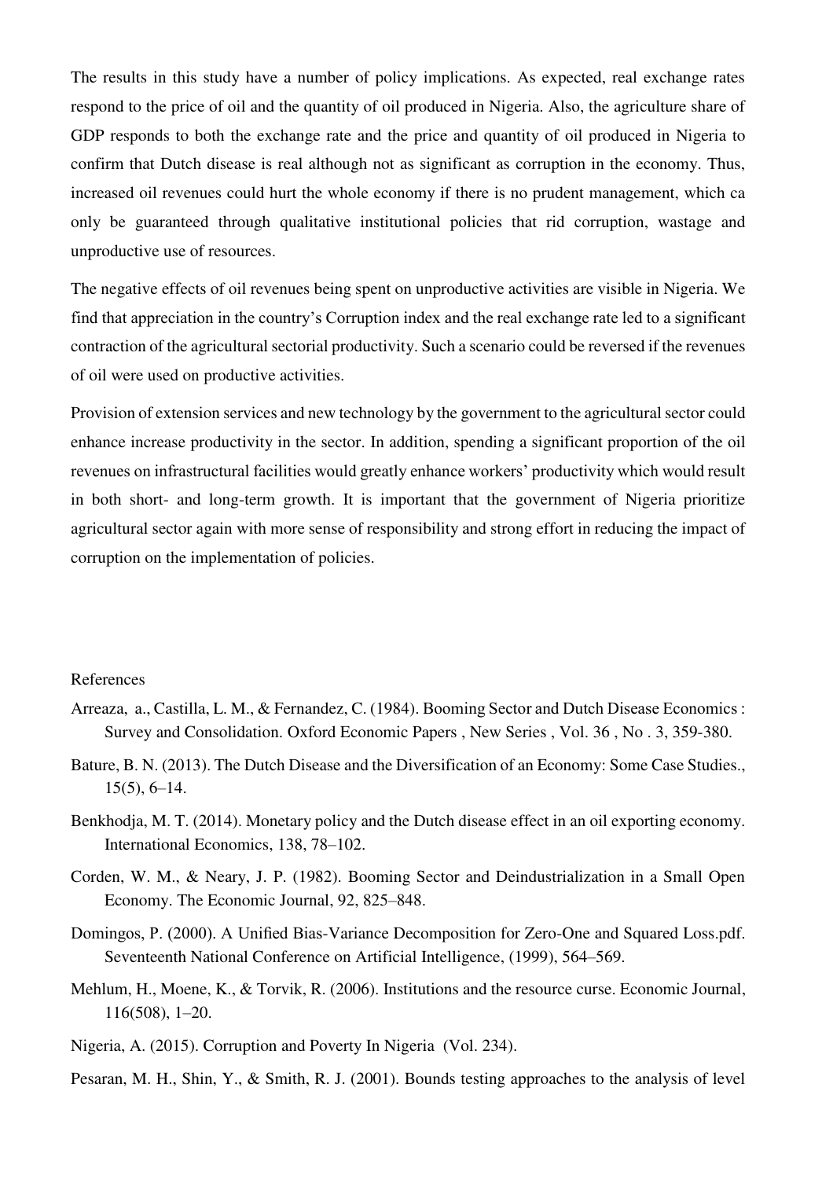The results in this study have a number of policy implications. As expected, real exchange rates respond to the price of oil and the quantity of oil produced in Nigeria. Also, the agriculture share of GDP responds to both the exchange rate and the price and quantity of oil produced in Nigeria to confirm that Dutch disease is real although not as significant as corruption in the economy. Thus, increased oil revenues could hurt the whole economy if there is no prudent management, which ca only be guaranteed through qualitative institutional policies that rid corruption, wastage and unproductive use of resources.

The negative effects of oil revenues being spent on unproductive activities are visible in Nigeria. We find that appreciation in the country's Corruption index and the real exchange rate led to a significant contraction of the agricultural sectorial productivity. Such a scenario could be reversed if the revenues of oil were used on productive activities.

Provision of extension services and new technology by the government to the agricultural sector could enhance increase productivity in the sector. In addition, spending a significant proportion of the oil revenues on infrastructural facilities would greatly enhance workers' productivity which would result in both short- and long-term growth. It is important that the government of Nigeria prioritize agricultural sector again with more sense of responsibility and strong effort in reducing the impact of corruption on the implementation of policies.

References

Arreaza, a., Castilla, L. M., & Fernandez, C. (1984). Booming Sector and Dutch Disease Economics : Survey and Consolidation. Oxford Economic Papers , New Series , Vol. 36 , No . 3, 359-380.

Bature, B. N. (2013). The Dutch Disease and the Diversification of an Economy: Some Case Studies., 15(5), 6–14.

Benkhodja, M. T. (2014). Monetary policy and the Dutch disease effect in an oil exporting economy. International Economics, 138, 78–102.

Corden, W. M., & Neary, J. P. (1982). Booming Sector and Deindustrialization in a Small Open Economy. The Economic Journal, 92, 825–848.

Domingos, P. (2000). A Unified Bias-Variance Decomposition for Zero-One and Squared Loss.pdf. Seventeenth National Conference on Artificial Intelligence, (1999), 564–569.

Mehlum, H., Moene, K., & Torvik, R. (2006). Institutions and the resource curse. Economic Journal, 116(508), 1–20.

Nigeria, A. (2015). Corruption and Poverty In Nigeria (Vol. 234).

Pesaran, M. H., Shin, Y., & Smith, R. J. (2001). Bounds testing approaches to the analysis of level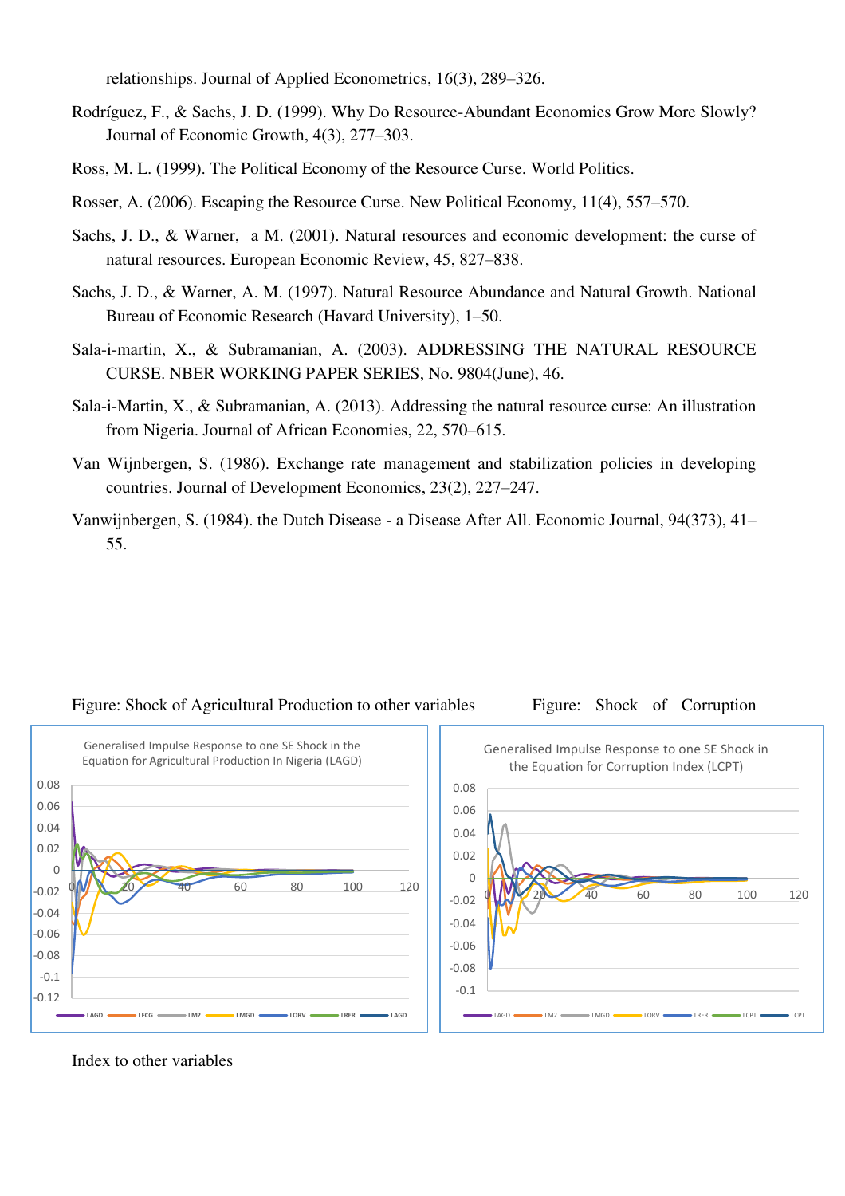relationships. Journal of Applied Econometrics, 16(3), 289–326.

Rodríguez, F., & Sachs, J. D. (1999). Why Do Resource-Abundant Economies Grow More Slowly? Journal of Economic Growth, 4(3), 277–303.

Ross, M. L. (1999). The Political Economy of the Resource Curse. World Politics.

Rosser, A. (2006). Escaping the Resource Curse. New Political Economy, 11(4), 557–570.

Sachs, J. D., & Warner, a M. (2001). Natural resources and economic development: the curse of natural resources. European Economic Review, 45, 827–838.

Sachs, J. D., & Warner, A. M. (1997). Natural Resource Abundance and Natural Growth. National Bureau of Economic Research (Havard University), 1–50.

Sala-i-martin, X., & Subramanian, A. (2003). ADDRESSING THE NATURAL RESOURCE CURSE. NBER WORKING PAPER SERIES, No. 9804(June), 46.

Sala-i-Martin, X., & Subramanian, A. (2013). Addressing the natural resource curse: An illustration from Nigeria. Journal of African Economies, 22, 570–615.

Van Wijnbergen, S. (1986). Exchange rate management and stabilization policies in developing countries. Journal of Development Economics, 23(2), 227–247.

Vanwijnbergen, S. (1984). the Dutch Disease - a Disease After All. Economic Journal, 94(373), 41–55.

Figure: Shock of Agricultural Production to other variables

Generalised Impulse Response to one SE Shock in the Equation for Agricultural Production In Nigeria (LAGD)

Figure: Shock of Corruption Index to other variables

Generalised Impulse Response to one SE Shock in the Equation for Corruption Index (LCPT)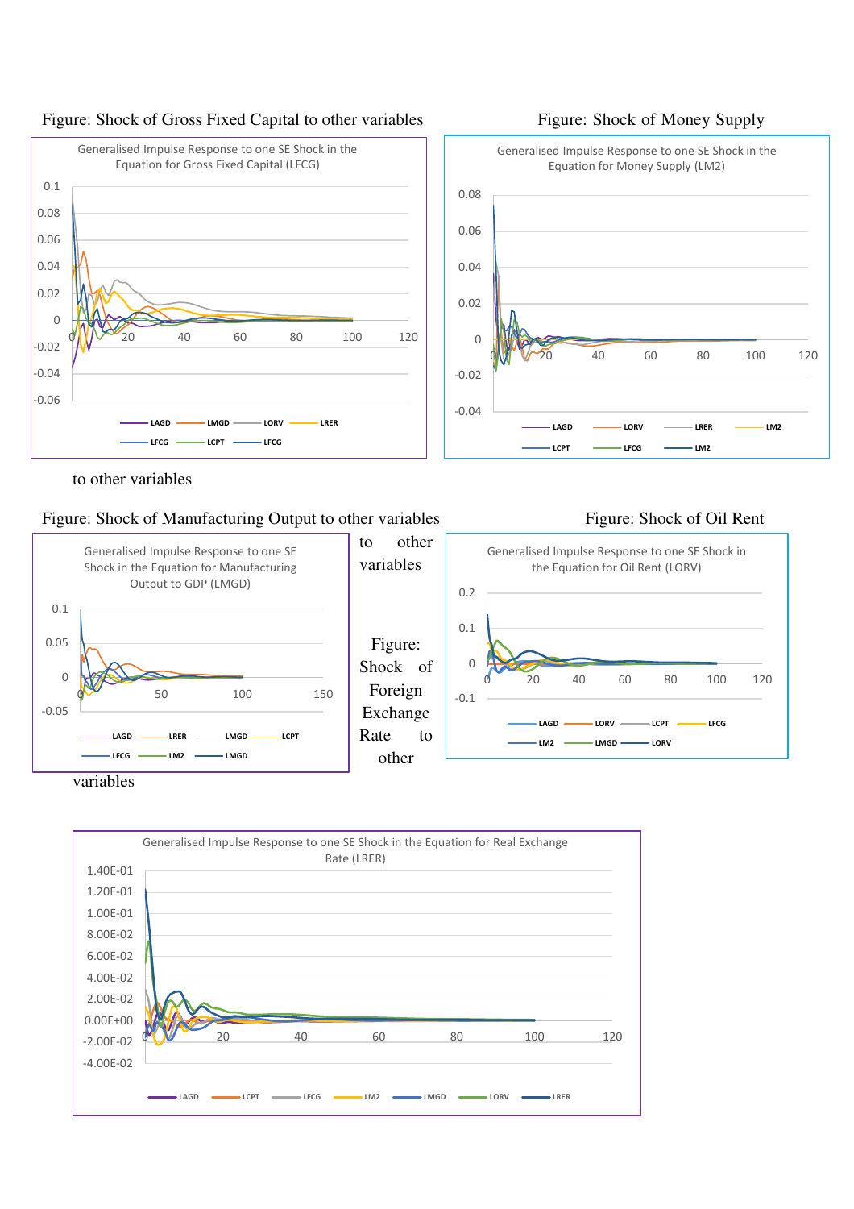Figure: Shock of Gross Fixed Capital to other variables

Generalised Impulse Response to one SE Shock in the Equation for Gross Fixed Capital (LFCG)

0.1
0.08
0.06
0.04
0.02
0
-0.02
-0.04
-0.06
0
20
40
60
80
100
120

LAGD LMGD LORV LRER
LFCG LCPT LFCG

Figure: Shock of Money Supply to other variables

Generalised Impulse Response to one SE Shock in the Equation for Money Supply (LM2)

0.08
0.06
0.04
0.02
0
-0.02
-0.04
0
20
40
60
80
100
120

LAGD LORV LRER LM2
LCPT LFCG LM2

Figure: Shock of Manufacturing Output to other variables

Generalised Impulse Response to one SE Shock in the Equation for Manufacturing Output to GDP (LMGD)

0.1
0.05
0
-0.05
0
50
100
150

LAGD LRER LMGD LCPT
LFCG LM2 LMGD

Figure: Shock of Oil Rent to other variables

Generalised Impulse Response to one SE Shock in the Equation for Oil Rent (LORV)

0.2
0.1
0
-0.1
0
20
40
60
80
100
120

LAGD LORV LCPT LFCG
LM2 LMGD LORV

Figure: Shock of Foreign Exchange Rate to other variables

Generalised Impulse Response to one SE Shock in the Equation for Real Exchange Rate (LRER)

1.40E-01
1.20E-01
1.00E-01
8.00E-02
6.00E-02
4.00E-02
2.00E-02
0.00E+00
-2.00E-02
-4.00E-02
0
20
40
60
80
100
120

LAGD LCPT LFCG LM2 LMGD LORV LRER